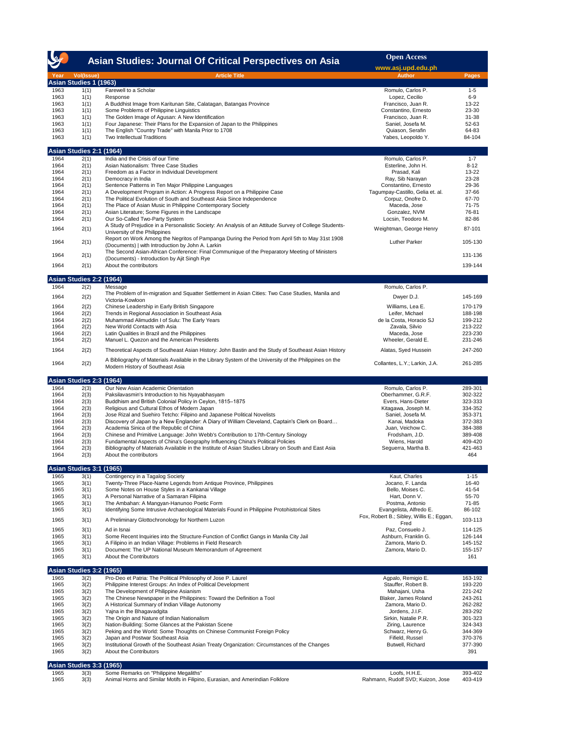# Asian Studies: Journal Of Critical Perspectives on Asia

**Open Access**
www.asj.upd.edu.ph

| Year | Vol(Issue) | Article Title | Author | Pages |
|---|---|---|---|---|
| **Asian Studies 1 (1963)** | | | | |
| 1963 | 1(1) | Farewell to a Scholar | Romulo, Carlos P. | 1-5 |
| 1963 | 1(1) | Response | Lopez, Cecilio | 6-9 |
| 1963 | 1(1) | A Buddhist Image from Karitunan Site, Calatagan, Batangas Province | Francisco, Juan R. | 13-22 |
| 1963 | 1(1) | Some Problems of Philippine Linguistics | Constantino, Ernesto | 23-30 |
| 1963 | 1(1) | The Golden Image of Agusan: A New Identification | Francisco, Juan R. | 31-38 |
| 1963 | 1(1) | Four Japanese: Their Plans for the Expansion of Japan to the Philippines | Saniel, Josefa M. | 52-63 |
| 1963 | 1(1) | The English "Country Trade" with Manila Prior to 1708 | Quiason, Serafin | 64-83 |
| 1963 | 1(1) | Two Intellectual Traditions | Yabes, Leopoldo Y. | 84-104 |
| **Asian Studies 2:1 (1964)** | | | | |
| 1964 | 2(1) | India and the Crisis of our Time | Romulo, Carlos P. | 1-7 |
| 1964 | 2(1) | Asian Nationalism: Three Case Studies | Esterline, John H. | 8-12 |
| 1964 | 2(1) | Freedom as a Factor in Individual Development | Prasad, Kali | 13-22 |
| 1964 | 2(1) | Democracy in India | Ray, Sib Narayan | 23-28 |
| 1964 | 2(1) | Sentence Patterns in Ten Major Philippine Languages | Constantino, Ernesto | 29-36 |
| 1964 | 2(1) | A Development Program in Action: A Progress Report on a Philippine Case | Tagumpay-Castillo, Gelia et. al. | 37-66 |
| 1964 | 2(1) | The Political Evolution of South and Southeast Asia Since Independence | Corpuz, Onofre D. | 67-70 |
| 1964 | 2(1) | The Place of Asian Music in Philippine Contemporary Society | Maceda, Jose | 71-75 |
| 1964 | 2(1) | Asian Literature; Some Figures in the Landscape | Gonzalez, NVM | 76-81 |
| 1964 | 2(1) | Our So-Called Two-Party System | Locsin, Teodoro M. | 82-86 |
| 1964 | 2(1) | A Study of Prejudice in a Personalistic Society: An Analysis of an Attitude Survey of College Students-University of the Philippines | Weightman, George Henry | 87-101 |
| 1964 | 2(1) | Report on Work Among the Negritos of Pampanga During the Period from April 5th to May 31st 1908 (Documents) \| with Introduction by John A. Larkin | Luther Parker | 105-130 |
| 1964 | 2(1) | The Second Asian-African Conference: Final Communique of the Preparatory Meeting of Ministers (Documents) - Introduction by Ajit Singh Rye | | 131-136 |
| 1964 | 2(1) | About the contributors | | 139-144 |
| **Asian Studies 2:2 (1964)** | | | | |
| 1964 | 2(2) | Message | Romulo, Carlos P. | |
| 1964 | 2(2) | The Problem of In-migration and Squatter Settlement in Asian Cities: Two Case Studies, Manila and Victoria-Kowloon | Dwyer D.J. | 145-169 |
| 1964 | 2(2) | Chinese Leadership in Early British Singapore | Williams, Lea E. | 170-179 |
| 1964 | 2(2) | Trends in Regional Association in Southeast Asia | Leifer, Michael | 188-198 |
| 1964 | 2(2) | Muhammad Alimuddin I of Sulu: The Early Years | de la Costa, Horacio SJ | 199-212 |
| 1964 | 2(2) | New World Contacts with Asia | Zavala, Silvio | 213-222 |
| 1964 | 2(2) | Latin Qualities in Brazil and the Philippines | Maceda, Jose | 223-230 |
| 1964 | 2(2) | Manuel L. Quezon and the American Presidents | Wheeler, Gerald E. | 231-246 |
| 1964 | 2(2) | Theoretical Aspects of Southeast Asian History: John Bastin and the Study of Southeast Asian History | Alatas, Syed Hussein | 247-260 |
| 1964 | 2(2) | A Bibliography of Materials Available in the Library System of the University of the Philippines on the Modern History of Southeast Asia | Collantes, L.Y.; Larkin, J.A. | 261-285 |
| **Asian Studies 2:3 (1964)** | | | | |
| 1964 | 2(3) | Our New Asian Academic Orientation | Romulo, Carlos P. | 289-301 |
| 1964 | 2(3) | Paksilavasmin's Introduction to his Nyayabhasyam | Oberhammer, G.R.F. | 302-322 |
| 1964 | 2(3) | Buddhism and British Colonial Policy in Ceylon, 1815–1875 | Evers, Hans-Dieter | 323-333 |
| 1964 | 2(3) | Religious and Cultural Ethos of Modern Japan | Kitagawa, Joseph M. | 334-352 |
| 1964 | 2(3) | Jose Rizal and Suehiro Tetcho: Filipino and Japanese Political Novelists | Saniel, Josefa M. | 353-371 |
| 1964 | 2(3) | Discovery of Japan by a New Englander: A Diary of William Cleveland, Captain's Clerk on Board… | Kanai, Madoka | 372-383 |
| 1964 | 2(3) | Academia Sinica of the Republic of China | Juan, Veichow C. | 384-388 |
| 1964 | 2(3) | Chinese and Primitive Language: John Webb's Contribution to 17th-Century Sinology | Frodsham, J.D. | 389-408 |
| 1964 | 2(3) | Fundamental Aspects of China's Geography Influencing China's Political Policies | Wiens, Harold | 409-420 |
| 1964 | 2(3) | Bibliography of Materials Available in the Institute of Asian Studies Library on South and East Asia | Seguerra, Martha B. | 421-463 |
| 1964 | 2(3) | About the contributors | | 464 |
| **Asian Studies 3:1 (1965)** | | | | |
| 1965 | 3(1) | Contingency in a Tagalog Society | Kaut, Charles | 1-15 |
| 1965 | 3(1) | Twenty-Three Place-Name Legends from Antique Province, Philippines | Jocano, F. Landa | 16-40 |
| 1965 | 3(1) | Some Notes on House Styles in a Kankanai Village | Bello, Moises C. | 41-54 |
| 1965 | 3(1) | A Personal Narrative of a Samaran Filipina | Hart, Donn V. | 55-70 |
| 1965 | 3(1) | The Ambahan: A Mangyan-Hanunoo Poetic Form | Postma, Antonio | 71-85 |
| 1965 | 3(1) | Identifying Some Intrusive Archaeological Materials Found in Philippine Protohistorical Sites | Evangelista, Alfredo E. | 86-102 |
| 1965 | 3(1) | A Preliminary Glottochronology for Northern Luzon | Fox, Robert B.; Sibley, Willis E.; Eggan, Fred | 103-113 |
| 1965 | 3(1) | Ad in Isnai | Paz, Consuelo J. | 114-125 |
| 1965 | 3(1) | Some Recent Inquiries into the Structure-Function of Conflict Gangs in Manila City Jail | Ashburn, Franklin G. | 126-144 |
| 1965 | 3(1) | A Filipino in an Indian Village: Problems in Field Research | Zamora, Mario D. | 145-152 |
| 1965 | 3(1) | Document: The UP National Museum Memorandum of Agreement | Zamora, Mario D. | 155-157 |
| 1965 | 3(1) | About the Contributors | | 161 |
| **Asian Studies 3:2 (1965)** | | | | |
| 1965 | 3(2) | Pro-Deo et Patria: The Political Philosophy of Jose P. Laurel | Agpalo, Remigio E. | 163-192 |
| 1965 | 3(2) | Philippine Interest Groups: An Index of Political Development | Stauffer, Robert B. | 193-220 |
| 1965 | 3(2) | The Development of Philippine Asianism | Mahajani, Usha | 221-242 |
| 1965 | 3(2) | The Chinese Newspaper in the Philippines: Toward the Definition a Tool | Blaker, James Roland | 243-261 |
| 1965 | 3(2) | A Historical Summary of Indian Village Autonomy | Zamora, Mario D. | 262-282 |
| 1965 | 3(2) | Yajna in the Bhagavadgita | Jordens, J.I.F. | 283-292 |
| 1965 | 3(2) | The Origin and Nature of Indian Nationalism | Sirkin, Natalie P.R. | 301-323 |
| 1965 | 3(2) | Nation-Building: Some Glances at the Pakistan Scene | Ziring, Laurence | 324-343 |
| 1965 | 3(2) | Peking and the World: Some Thoughts on Chinese Communist Foreign Policy | Schwarz, Henry G. | 344-369 |
| 1965 | 3(2) | Japan and Postwar Southeast Asia | Fifield, Russel | 370-376 |
| 1965 | 3(2) | Institutional Growth of the Southeast Asian Treaty Organization: Circumstances of the Changes | Butwell, Richard | 377-390 |
| 1965 | 3(2) | About the Contributors | | 391 |
| **Asian Studies 3:3 (1965)** | | | | |
| 1965 | 3(3) | Some Remarks on "Philippine Megaliths" | Loofs, H.H.E. | 393-402 |
| 1965 | 3(3) | Animal Horns and Similar Motifs in Filipino, Eurasian, and Amerindian Folklore | Rahmann, Rudolf SVD; Kuizon, Jose | 403-419 |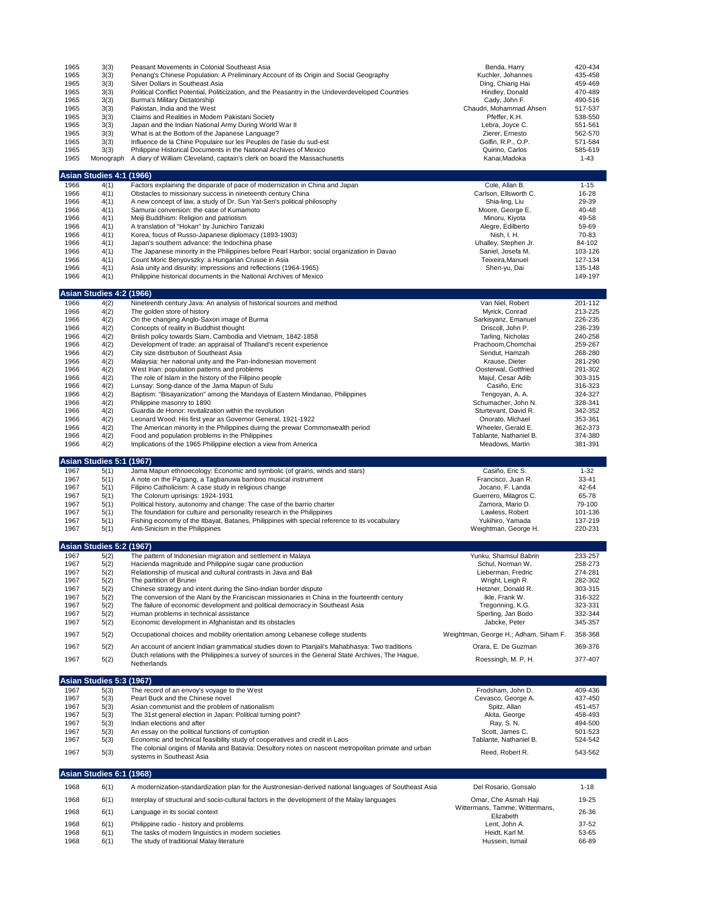| Year | Issue | Title | Author | Pages |
|---|---|---|---|---|
| 1965 | 3(3) | Peasant Movements in Colonial Southeast Asia | Benda, Harry | 420-434 |
| 1965 | 3(3) | Penang's Chinese Population: A Preliminary Account of its Origin and Social Geography | Kuchler, Johannes | 435-458 |
| 1965 | 3(3) | Silver Dollars in Southeast Asia | Ding, Chiang Hai | 459-469 |
| 1965 | 3(3) | Political Conflict Potential, Politicization, and the Peasantry in the Undeverdeveloped Countries | Hindley, Donald | 470-489 |
| 1965 | 3(3) | Burma's Military Dictatorship | Cady, John F. | 490-516 |
| 1965 | 3(3) | Pakistan, India and the West | Chaudri, Mohammad Ahsen | 517-537 |
| 1965 | 3(3) | Claims and Realities in Modern Pakistani Society | Pfeffer, K.H. | 538-550 |
| 1965 | 3(3) | Japan and the Indian National Army During World War II | Lebra, Joyce C. | 551-561 |
| 1965 | 3(3) | What is at the Bottom of the Japanese Language? | Zierer, Ernesto | 562-570 |
| 1965 | 3(3) | Influence de la Chine Populaire sur les Peuples de l'asie du sud-est | Golfin, R.P., O.P. | 571-584 |
| 1965 | 3(3) | Philippine Historical Documents in the National Archives of Mexico | Quirino, Carlos | 585-619 |
| 1965 | Monograph | A diary of William Cleveland, captain's clerk on board the Massachusetts | Kanai,Madoka | 1-43 |

## Asian Studies 4:1 (1966)

| Year | Issue | Title | Author | Pages |
|---|---|---|---|---|
| 1966 | 4(1) | Factors explaining the disparate of pace of modernization in China and Japan | Cole, Allan B. | 1-15 |
| 1966 | 4(1) | Obstacles to missionary success in nineteenth century China | Carlson, Ellsworth C. | 16-28 |
| 1966 | 4(1) | A new concept of law, a study of Dr. Sun Yat-Sen's political philosophy | Shia-ling, Liu | 29-39 |
| 1966 | 4(1) | Samurai conversion: the case of Kumamoto | Moore, George E. | 40-48 |
| 1966 | 4(1) | Meiji Buddhism: Religion and patriotism | Minoru, Kiyota | 49-58 |
| 1966 | 4(1) | A translation of "Hokan" by Junichiro Tanizaki | Alegre, Edilberto | 59-69 |
| 1966 | 4(1) | Korea, focus of Russo-Japanese diplomacy (1893-1903) | Nish, I. H. | 70-83 |
| 1966 | 4(1) | Japan's southern advance: the Indochina phase | Uhalley, Stephen Jr. | 84-102 |
| 1966 | 4(1) | The Japanese minority in the Philippines before Pearl Harbor; social organization in Davao | Saniel, Josefa M. | 103-126 |
| 1966 | 4(1) | Count Moric Benyovszky: a Hungarian Crusoe in Asia | Teixeira,Manuel | 127-134 |
| 1966 | 4(1) | Asia unity and disunity: impressions and reflections (1964-1965) | Shen-yu, Dai | 135-148 |
| 1966 | 4(1) | Philippine historical documents in the National Archives of Mexico | | 149-197 |

## Asian Studies 4:2 (1966)

| Year | Issue | Title | Author | Pages |
|---|---|---|---|---|
| 1966 | 4(2) | Nineteenth century Java: An analysis of historical sources and method | Van Niel, Robert | 201-112 |
| 1966 | 4(2) | The golden store of history | Myrick, Conrad | 213-225 |
| 1966 | 4(2) | On the changing Anglo-Saxon image of Burma | Sarkisyanz, Emanuel | 226-235 |
| 1966 | 4(2) | Concepts of reality in Buddhist thought | Driscoll, John P. | 236-239 |
| 1966 | 4(2) | British policy towards Siam, Cambodia and Vietnam, 1842-1858 | Tarling, Nicholas | 240-258 |
| 1966 | 4(2) | Development of trade: an appraisal of Thailand's recent experience | Prachoom,Chomchai | 259-267 |
| 1966 | 4(2) | City size distrbution of Southeast Asia | Sendut, Hamzah | 268-280 |
| 1966 | 4(2) | Malaysia: her national unity and the Pan-Indonesian movement | Krause, Dieter | 281-290 |
| 1966 | 4(2) | West Irian: population patterns and problems | Oosterwal, Gottfried | 291-302 |
| 1966 | 4(2) | The role of Islam in the history of the Filipino people | Majul, Cesar Adib | 303-315 |
| 1966 | 4(2) | Lunsay: Song-dance of the Jama Mapun of Sulu | Casiño, Eric | 316-323 |
| 1966 | 4(2) | Baptism: "Bisayanization" among the Mandaya of Eastern Mindanao, Philippines | Tengoyan, A. A. | 324-327 |
| 1966 | 4(2) | Philippine masonry to 1890 | Schumacher, John N. | 328-341 |
| 1966 | 4(2) | Guardia de Honor: revitalization within the revolution | Sturtevant, David R. | 342-352 |
| 1966 | 4(2) | Leonard Wood: His first year as Governor General, 1921-1922 | Onorato, Michael | 353-361 |
| 1966 | 4(2) | The American minority in the Philippines duirng the prewar Commonwealth period | Wheeler, Gerald E. | 362-373 |
| 1966 | 4(2) | Food and population problems in the Philippines | Tablante, Nathaniel B. | 374-380 |
| 1966 | 4(2) | Implications of the 1965 Philippine election a view from America | Meadows, Martin | 381-391 |

## Asian Studies 5:1 (1967)

| Year | Issue | Title | Author | Pages |
|---|---|---|---|---|
| 1967 | 5(1) | Jama Mapun ethnoecology: Economic and symbolic (of grains, winds and stars) | Casiño, Eric S. | 1-32 |
| 1967 | 5(1) | A note on the Pa'gang, a Tagbanuwa bamboo musical instrument | Francisco, Juan R. | 33-41 |
| 1967 | 5(1) | Filipino Catholicism: A case study in religious change | Jocano, F. Landa | 42-64 |
| 1967 | 5(1) | The Colorum uprisings: 1924-1931 | Guerrero, Milagros C. | 65-78 |
| 1967 | 5(1) | Political history, autonomy and change: The case of the barrio charter | Zamora, Mario D. | 79-100 |
| 1967 | 5(1) | The foundation for culture and personality research in the Philippines | Lawless, Robert | 101-136 |
| 1967 | 5(1) | Fishing economy of the Itbayat, Batanes, Philippines with special reference to its vocabulary | Yukihiro, Yamada | 137-219 |
| 1967 | 5(1) | Anti-Sinicism in the Philippines | Weightman, George H. | 220-231 |

## Asian Studies 5:2 (1967)

| Year | Issue | Title | Author | Pages |
|---|---|---|---|---|
| 1967 | 5(2) | The pattern of Indonesian migration and settlement in Malaya | Yunku, Shamsul Babrin | 233-257 |
| 1967 | 5(2) | Hacienda magnitude and Philippine sugar cane production | Schul, Norman W. | 258-273 |
| 1967 | 5(2) | Relationship of musical and cultural contrasts in Java and Bali | Lieberman, Fredric | 274-281 |
| 1967 | 5(2) | The partition of Brunei | Wright, Leigh R. | 282-302 |
| 1967 | 5(2) | Chinese strategy and intent during the Sino-Indian border dispute | Hetzner, Donald R. | 303-315 |
| 1967 | 5(2) | The conversion of the Alani by the Franciscan missionaries in China in the fourteenth century | Ikle, Frank W. | 316-322 |
| 1967 | 5(2) | The failure of economic development and political democracy in Southeast Asia | Tregonning, K.G. | 323-331 |
| 1967 | 5(2) | Human problems in technical assistance | Sperling, Jan Bodo | 332-344 |
| 1967 | 5(2) | Economic development in Afghanistan and its obstacles | Jabcke, Peter | 345-357 |
| 1967 | 5(2) | Occupational choices and mobility orientation among Lebanese college students | Weightman, George H.; Adham, Siham F. | 358-368 |
| 1967 | 5(2) | An account of ancient Indian grammatical studies down to Ptanjali's Mahabhasya: Two traditions | Orara, E. De Guzman | 369-376 |
| 1967 | 5(2) | Dutch relations with the Philippines:a survey of sources in the General State Archives, The Hague, Netherlands | Roessingh, M. P. H. | 377-407 |

## Asian Studies 5:3 (1967)

| Year | Issue | Title | Author | Pages |
|---|---|---|---|---|
| 1967 | 5(3) | The record of an envoy's voyage to the West | Frodsham, John D. | 409-436 |
| 1967 | 5(3) | Pearl Buck and the Chinese novel | Cevasco, George A. | 437-450 |
| 1967 | 5(3) | Asian communist and the problem of nationalism | Spitz, Allan | 451-457 |
| 1967 | 5(3) | The 31st general election in Japan: Political turning point? | Akita, George | 458-493 |
| 1967 | 5(3) | Indian elections and after | Ray, S. N. | 494-500 |
| 1967 | 5(3) | An essay on the political functions of corruption | Scott, James C. | 501-523 |
| 1967 | 5(3) | Economic and technical feasibility study of cooperatives and credit in Laos | Tablante, Nathaniel B. | 524-542 |
| 1967 | 5(3) | The colonial origins of Manila and Batavia: Desultory notes on nascent metropolitan primate and urban systems in Southeast Asia | Reed, Robert R. | 543-562 |

## Asian Studies 6:1 (1968)

| Year | Issue | Title | Author | Pages |
|---|---|---|---|---|
| 1968 | 6(1) | A modernization-standardization plan for the Austronesian-derived national languages of Southeast Asia | Del Rosario, Gonsalo | 1-18 |
| 1968 | 6(1) | Interplay of structural and socio-cultural factors in the development of the Malay languages | Omar, Che Asmah Haji | 19-25 |
| 1968 | 6(1) | Language in its social context | Wittermans, Tamme; Wittermans, Elizabeth | 26-36 |
| 1968 | 6(1) | Philippine radio - history and problems | Lent, John A. | 37-52 |
| 1968 | 6(1) | The tasks of modern linguistics in modern societies | Heidt, Karl M. | 53-65 |
| 1968 | 6(1) | The study of traditional Malay literature | Hussein, Ismail | 66-89 |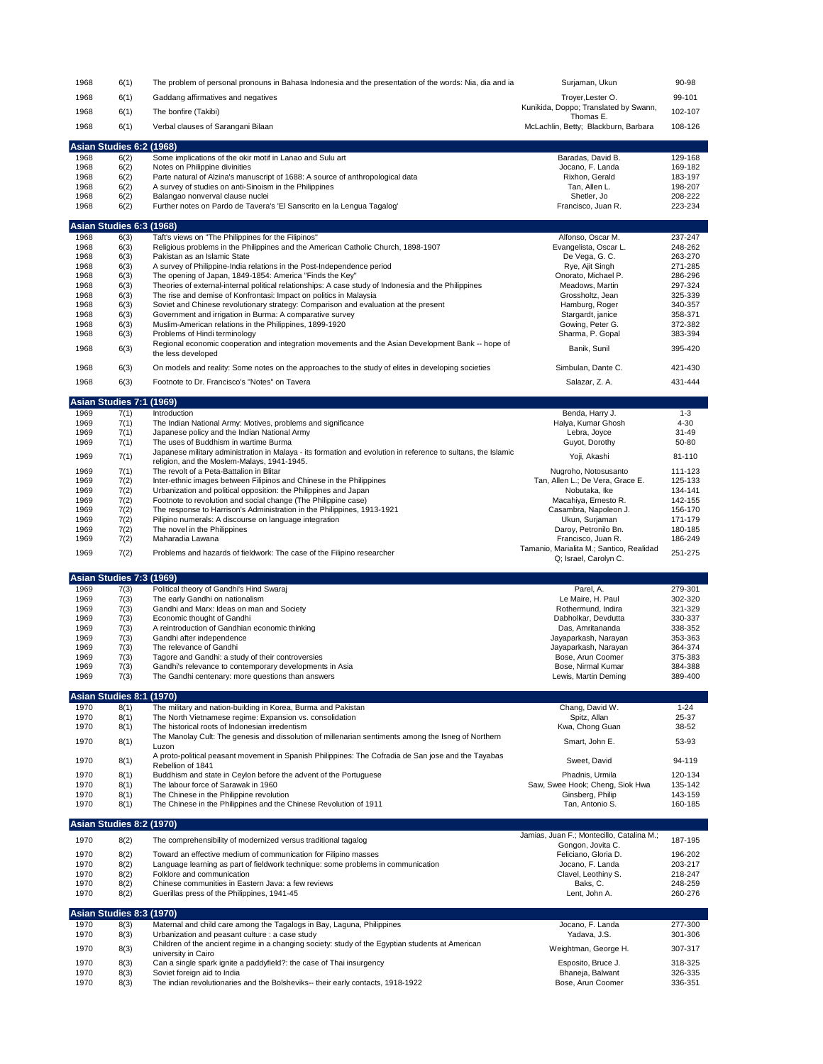| Year | Vol(Issue) | Title | Author | Pages |
|---|---|---|---|---|
| 1968 | 6(1) | The problem of personal pronouns in Bahasa Indonesia and the presentation of the words: Nia, dia and ia | Surjaman, Ukun | 90-98 |
| 1968 | 6(1) | Gaddang affirmatives and negatives | Troyer,Lester O. | 99-101 |
| 1968 | 6(1) | The bonfire (Takibi) | Kunikida, Doppo; Translated by Swann, Thomas E. | 102-107 |
| 1968 | 6(1) | Verbal clauses of Sarangani Bilaan | McLachlin, Betty; Blackburn, Barbara | 108-126 |

## Asian Studies 6:2 (1968)

| Year | Vol(Issue) | Title | Author | Pages |
|---|---|---|---|---|
| 1968 | 6(2) | Some implications of the okir motif in Lanao and Sulu art | Baradas, David B. | 129-168 |
| 1968 | 6(2) | Notes on Philippine divinities | Jocano, F. Landa | 169-182 |
| 1968 | 6(2) | Parte natural of Alzina's manuscript of 1688: A source of anthropological data | Rixhon, Gerald | 183-197 |
| 1968 | 6(2) | A survey of studies on anti-Sinoism in the Philippines | Tan, Allen L. | 198-207 |
| 1968 | 6(2) | Balangao nonverval clause nuclei | Shetler, Jo | 208-222 |
| 1968 | 6(2) | Further notes on Pardo de Tavera's 'El Sanscrito en la Lengua Tagalog' | Francisco, Juan R. | 223-234 |

## Asian Studies 6:3 (1968)

| Year | Vol(Issue) | Title | Author | Pages |
|---|---|---|---|---|
| 1968 | 6(3) | Taft's views on "The Philippines for the Filipinos" | Alfonso, Oscar M. | 237-247 |
| 1968 | 6(3) | Religious problems in the Philippines and the American Catholic Church, 1898-1907 | Evangelista, Oscar L. | 248-262 |
| 1968 | 6(3) | Pakistan as an Islamic State | De Vega, G. C. | 263-270 |
| 1968 | 6(3) | A survey of Philippine-India relations in the Post-Independence period | Rye, Ajit Singh | 271-285 |
| 1968 | 6(3) | The opening of Japan, 1849-1854: America "Finds the Key" | Onorato, Michael P. | 286-296 |
| 1968 | 6(3) | Theories of external-internal political relationships: A case study of Indonesia and the Philippines | Meadows, Martin | 297-324 |
| 1968 | 6(3) | The rise and demise of Konfrontasi: Impact on politics in Malaysia | Grossholtz, Jean | 325-339 |
| 1968 | 6(3) | Soviet and Chinese revolutionary strategy: Comparison and evaluation at the present | Hamburg, Roger | 340-357 |
| 1968 | 6(3) | Government and irrigation in Burma: A comparative survey | Stargardt, janice | 358-371 |
| 1968 | 6(3) | Muslim-American relations in the Philippines, 1899-1920 | Gowing, Peter G. | 372-382 |
| 1968 | 6(3) | Problems of Hindi terminology | Sharma, P. Gopal | 383-394 |
| 1968 | 6(3) | Regional economic cooperation and integration movements and the Asian Development Bank -- hope of the less developed | Banik, Sunil | 395-420 |
| 1968 | 6(3) | On models and reality: Some notes on the approaches to the study of elites in developing societies | Simbulan, Dante C. | 421-430 |
| 1968 | 6(3) | Footnote to Dr. Francisco's "Notes" on Tavera | Salazar, Z. A. | 431-444 |

## Asian Studies 7:1 (1969)

| Year | Vol(Issue) | Title | Author | Pages |
|---|---|---|---|---|
| 1969 | 7(1) | Introduction | Benda, Harry J. | 1-3 |
| 1969 | 7(1) | The Indian National Army: Motives, problems and significance | Halya, Kumar Ghosh | 4-30 |
| 1969 | 7(1) | Japanese policy and the Indian National Army | Lebra, Joyce | 31-49 |
| 1969 | 7(1) | The uses of Buddhism in wartime Burma | Guyot, Dorothy | 50-80 |
| 1969 | 7(1) | Japanese military administration in Malaya - its formation and evolution in reference to sultans, the Islamic religion, and the Moslem-Malays, 1941-1945. | Yoji, Akashi | 81-110 |
| 1969 | 7(1) | The revolt of a Peta-Battalion in Blitar | Nugroho, Notosusanto | 111-123 |
| 1969 | 7(2) | Inter-ethnic images between Filipinos and Chinese in the Philippines | Tan, Allen L.; De Vera, Grace E. | 125-133 |
| 1969 | 7(2) | Urbanization and political opposition: the Philippines and Japan | Nobutaka, Ike | 134-141 |
| 1969 | 7(2) | Footnote to revolution and social change (The Philippine case) | Macahiya, Ernesto R. | 142-155 |
| 1969 | 7(2) | The response to Harrison's Administration in the Philippines, 1913-1921 | Casambra, Napoleon J. | 156-170 |
| 1969 | 7(2) | Pilipino numerals: A discourse on language integration | Ukun, Surjaman | 171-179 |
| 1969 | 7(2) | The novel in the Philippines | Daroy, Petronilo Bn. | 180-185 |
| 1969 | 7(2) | Maharadia Lawana | Francisco, Juan R. | 186-249 |
| 1969 | 7(2) | Problems and hazards of fieldwork: The case of the Filipino researcher | Tamanio, Marialita M.; Santico, Realidad Q; Israel, Carolyn C. | 251-275 |

## Asian Studies 7:3 (1969)

| Year | Vol(Issue) | Title | Author | Pages |
|---|---|---|---|---|
| 1969 | 7(3) | Political theory of Gandhi's Hind Swaraj | Parel, A. | 279-301 |
| 1969 | 7(3) | The early Gandhi on nationalism | Le Maire, H. Paul | 302-320 |
| 1969 | 7(3) | Gandhi and Marx: Ideas on man and Society | Rothermund, Indira | 321-329 |
| 1969 | 7(3) | Economic thought of Gandhi | Dabholkar, Devdutta | 330-337 |
| 1969 | 7(3) | A reintroduction of Gandhian economic thinking | Das, Amritananda | 338-352 |
| 1969 | 7(3) | Gandhi after independence | Jayaparkash, Narayan | 353-363 |
| 1969 | 7(3) | The relevance of Gandhi | Jayaparkash, Narayan | 364-374 |
| 1969 | 7(3) | Tagore and Gandhi: a study of their controversies | Bose, Arun Coomer | 375-383 |
| 1969 | 7(3) | Gandhi's relevance to contemporary developments in Asia | Bose, Nirmal Kumar | 384-388 |
| 1969 | 7(3) | The Gandhi centenary: more questions than answers | Lewis, Martin Deming | 389-400 |

## Asian Studies 8:1 (1970)

| Year | Vol(Issue) | Title | Author | Pages |
|---|---|---|---|---|
| 1970 | 8(1) | The military and nation-building in Korea, Burma and Pakistan | Chang, David W. | 1-24 |
| 1970 | 8(1) | The North Vietnamese regime: Expansion vs. consolidation | Spitz, Allan | 25-37 |
| 1970 | 8(1) | The historical roots of Indonesian irredentism | Kwa, Chong Guan | 38-52 |
| 1970 | 8(1) | The Manolay Cult: The genesis and dissolution of millenarian sentiments among the Isneg of Northern Luzon | Smart, John E. | 53-93 |
| 1970 | 8(1) | A proto-political peasant movement in Spanish Philippines: The Cofradia de San jose and the Tayabas Rebellion of 1841 | Sweet, David | 94-119 |
| 1970 | 8(1) | Buddhism and state in Ceylon before the advent of the Portuguese | Phadnis, Urmila | 120-134 |
| 1970 | 8(1) | The labour force of Sarawak in 1960 | Saw, Swee Hook; Cheng, Siok Hwa | 135-142 |
| 1970 | 8(1) | The Chinese in the Philippine revolution | Ginsberg, Philip | 143-159 |
| 1970 | 8(1) | The Chinese in the Philippines and the Chinese Revolution of 1911 | Tan, Antonio S. | 160-185 |

## Asian Studies 8:2 (1970)

| Year | Vol(Issue) | Title | Author | Pages |
|---|---|---|---|---|
| 1970 | 8(2) | The comprehensibility of modernized versus traditional tagalog | Jamias, Juan F.; Montecillo, Catalina M.; Gongon, Jovita C. | 187-195 |
| 1970 | 8(2) | Toward an effective medium of communication for Filipino masses | Feliciano, Gloria D. | 196-202 |
| 1970 | 8(2) | Language learning as part of fieldwork technique: some problems in communication | Jocano, F. Landa | 203-217 |
| 1970 | 8(2) | Folklore and communication | Clavel, Leothiny S. | 218-247 |
| 1970 | 8(2) | Chinese communities in Eastern Java: a few reviews | Baks, C. | 248-259 |
| 1970 | 8(2) | Guerillas press of the Philippines, 1941-45 | Lent, John A. | 260-276 |

## Asian Studies 8:3 (1970)

| Year | Vol(Issue) | Title | Author | Pages |
|---|---|---|---|---|
| 1970 | 8(3) | Maternal and child care among the Tagalogs in Bay, Laguna, Philippines | Jocano, F. Landa | 277-300 |
| 1970 | 8(3) | Urbanization and peasant culture : a case study | Yadava, J.S. | 301-306 |
| 1970 | 8(3) | Children of the ancient regime in a changing society: study of the Egyptian students at American university in Cairo | Weightman, George H. | 307-317 |
| 1970 | 8(3) | Can a single spark ignite a paddyfield?: the case of Thai insurgency | Esposito, Bruce J. | 318-325 |
| 1970 | 8(3) | Soviet foreign aid to India | Bhaneja, Balwant | 326-335 |
| 1970 | 8(3) | The indian revolutionaries and the Bolsheviks-- their early contacts, 1918-1922 | Bose, Arun Coomer | 336-351 |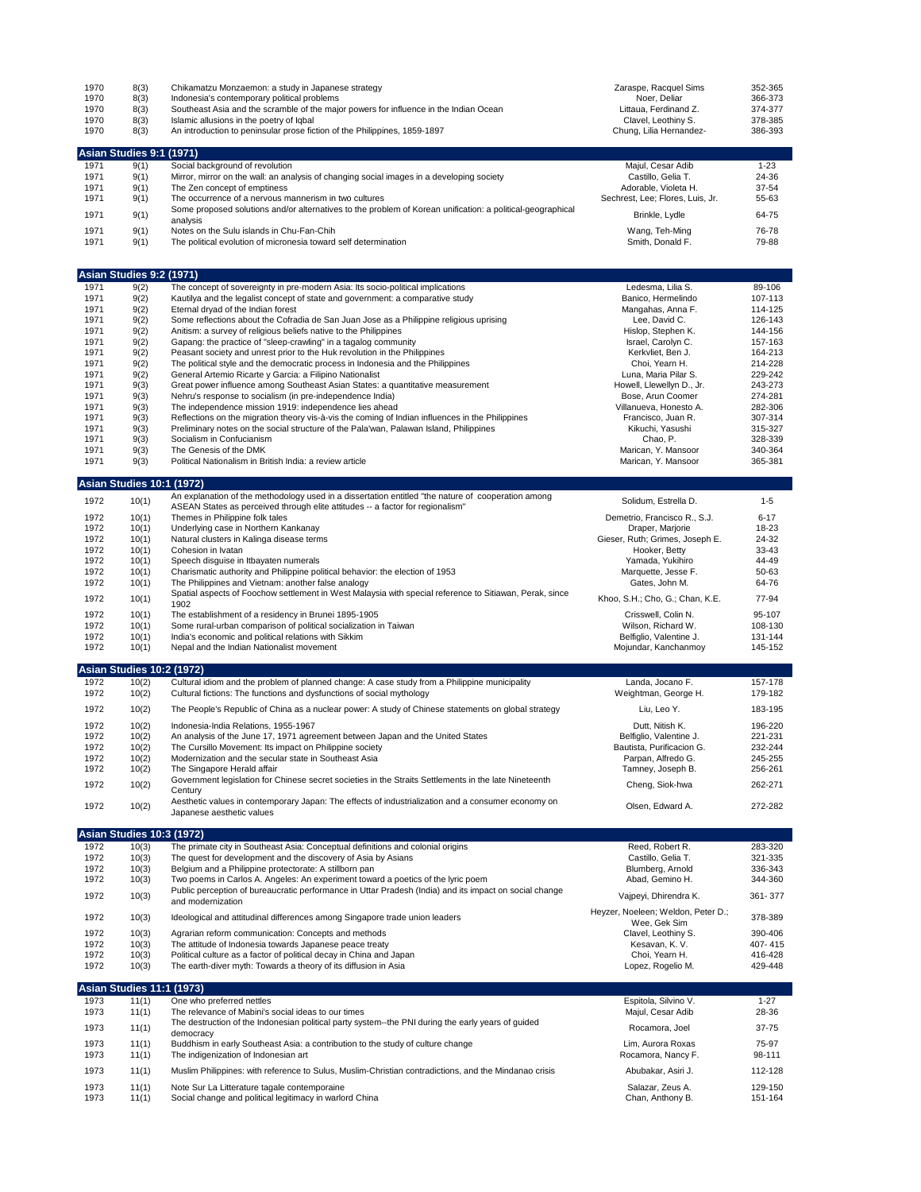| | | | | |
|---|---|---|---|---|
| 1970 | 8(3) | Chikamatzu Monzaemon: a study in Japanese strategy | Zaraspe, Racquel Sims | 352-365 |
| 1970 | 8(3) | Indonesia's contemporary political problems | Noer, Deliar | 366-373 |
| 1970 | 8(3) | Southeast Asia and the scramble of the major powers for influence in the Indian Ocean | Littaua, Ferdinand Z. | 374-377 |
| 1970 | 8(3) | Islamic allusions in the poetry of Iqbal | Clavel, Leothiny S. | 378-385 |
| 1970 | 8(3) | An introduction to peninsular prose fiction of the Philippines, 1859-1897 | Chung, Lilia Hernandez- | 386-393 |

## Asian Studies 9:1 (1971)

| | | | | |
|---|---|---|---|---|
| 1971 | 9(1) | Social background of revolution | Majul, Cesar Adib | 1-23 |
| 1971 | 9(1) | Mirror, mirror on the wall: an analysis of changing social images in a developing society | Castillo, Gelia T. | 24-36 |
| 1971 | 9(1) | The Zen concept of emptiness | Adorable, Violeta H. | 37-54 |
| 1971 | 9(1) | The occurrence of a nervous mannerism in two cultures | Sechrest, Lee; Flores, Luis, Jr. | 55-63 |
| 1971 | 9(1) | Some proposed solutions and/or alternatives to the problem of Korean unification: a political-geographical analysis | Brinkle, Lydle | 64-75 |
| 1971 | 9(1) | Notes on the Sulu islands in Chu-Fan-Chih | Wang, Teh-Ming | 76-78 |
| 1971 | 9(1) | The political evolution of micronesia toward self determination | Smith, Donald F. | 79-88 |

## Asian Studies 9:2 (1971)

| | | | | |
|---|---|---|---|---|
| 1971 | 9(2) | The concept of sovereignty in pre-modern Asia: Its socio-political implications | Ledesma, Lilia S. | 89-106 |
| 1971 | 9(2) | Kautilya and the legalist concept of state and government: a comparative study | Banico, Hermelindo | 107-113 |
| 1971 | 9(2) | Eternal dryad of the Indian forest | Mangahas, Anna F. | 114-125 |
| 1971 | 9(2) | Some reflections about the Cofradia de San Juan Jose as a Philippine religious uprising | Lee, David C. | 126-143 |
| 1971 | 9(2) | Anitism: a survey of religious beliefs native to the Philippines | Hislop, Stephen K. | 144-156 |
| 1971 | 9(2) | Gapang: the practice of "sleep-crawling" in a tagalog community | Israel, Carolyn C. | 157-163 |
| 1971 | 9(2) | Peasant society and unrest prior to the Huk revolution in the Philippines | Kerkvliet, Ben J. | 164-213 |
| 1971 | 9(2) | The political style and the democratic process in Indonesia and the Philippines | Choi, Yearn H. | 214-228 |
| 1971 | 9(2) | General Artemio Ricarte y Garcia: a Filipino Nationalist | Luna, Maria Pilar S. | 229-242 |
| 1971 | 9(3) | Great power influence among Southeast Asian States: a quantitative measurement | Howell, Llewellyn D., Jr. | 243-273 |
| 1971 | 9(3) | Nehru's response to socialism (in pre-independence India) | Bose, Arun Coomer | 274-281 |
| 1971 | 9(3) | The independence mission 1919: independence lies ahead | Villanueva, Honesto A. | 282-306 |
| 1971 | 9(3) | Reflections on the migration theory vis-à-vis the coming of Indian influences in the Philippines | Francisco, Juan R. | 307-314 |
| 1971 | 9(3) | Preliminary notes on the social structure of the Pala'wan, Palawan Island, Philippines | Kikuchi, Yasushi | 315-327 |
| 1971 | 9(3) | Socialism in Confucianism | Chao, P. | 328-339 |
| 1971 | 9(3) | The Genesis of the DMK | Marican, Y. Mansoor | 340-364 |
| 1971 | 9(3) | Political Nationalism in British India: a review article | Marican, Y. Mansoor | 365-381 |

## Asian Studies 10:1 (1972)

| | | | | |
|---|---|---|---|---|
| 1972 | 10(1) | An explanation of the methodology used in a dissertation entitled "the nature of cooperation among ASEAN States as perceived through elite attitudes -- a factor for regionalism" | Solidum, Estrella D. | 1-5 |
| 1972 | 10(1) | Themes in Philippine folk tales | Demetrio, Francisco R., S.J. | 6-17 |
| 1972 | 10(1) | Underlying case in Northern Kankanay | Draper, Marjorie | 18-23 |
| 1972 | 10(1) | Natural clusters in Kalinga disease terms | Gieser, Ruth; Grimes, Joseph E. | 24-32 |
| 1972 | 10(1) | Cohesion in Ivatan | Hooker, Betty | 33-43 |
| 1972 | 10(1) | Speech disguise in Itbayaten numerals | Yamada, Yukihiro | 44-49 |
| 1972 | 10(1) | Charismatic authority and Philippine political behavior: the election of 1953 | Marquette, Jesse F. | 50-63 |
| 1972 | 10(1) | The Philippines and Vietnam: another false analogy | Gates, John M. | 64-76 |
| 1972 | 10(1) | Spatial aspects of Foochow settlement in West Malaysia with special reference to Sitiawan, Perak, since 1902 | Khoo, S.H.; Cho, G.; Chan, K.E. | 77-94 |
| 1972 | 10(1) | The establishment of a residency in Brunei 1895-1905 | Crisswell, Colin N. | 95-107 |
| 1972 | 10(1) | Some rural-urban comparison of political socialization in Taiwan | Wilson, Richard W. | 108-130 |
| 1972 | 10(1) | India's economic and political relations with Sikkim | Belfiglio, Valentine J. | 131-144 |
| 1972 | 10(1) | Nepal and the Indian Nationalist movement | Mojundar, Kanchanmoy | 145-152 |

## Asian Studies 10:2 (1972)

| | | | | |
|---|---|---|---|---|
| 1972 | 10(2) | Cultural idiom and the problem of planned change: A case study from a Philippine municipality | Landa, Jocano F. | 157-178 |
| 1972 | 10(2) | Cultural fictions: The functions and dysfunctions of social mythology | Weightman, George H. | 179-182 |
| 1972 | 10(2) | The People's Republic of China as a nuclear power: A study of Chinese statements on global strategy | Liu, Leo Y. | 183-195 |
| 1972 | 10(2) | Indonesia-India Relations, 1955-1967 | Dutt, Nitish K. | 196-220 |
| 1972 | 10(2) | An analysis of the June 17, 1971 agreement between Japan and the United States | Belfiglio, Valentine J. | 221-231 |
| 1972 | 10(2) | The Cursillo Movement: Its impact on Philippine society | Bautista, Purificacion G. | 232-244 |
| 1972 | 10(2) | Modernization and the secular state in Southeast Asia | Parpan, Alfredo G. | 245-255 |
| 1972 | 10(2) | The Singapore Herald affair | Tamney, Joseph B. | 256-261 |
| 1972 | 10(2) | Government legislation for Chinese secret societies in the Straits Settlements in the late Nineteenth Century | Cheng, Siok-hwa | 262-271 |
| 1972 | 10(2) | Aesthetic values in contemporary Japan: The effects of industrialization and a consumer economy on Japanese aesthetic values | Olsen, Edward A. | 272-282 |

## Asian Studies 10:3 (1972)

| | | | | |
|---|---|---|---|---|
| 1972 | 10(3) | The primate city in Southeast Asia: Conceptual definitions and colonial origins | Reed, Robert R. | 283-320 |
| 1972 | 10(3) | The quest for development and the discovery of Asia by Asians | Castillo, Gelia T. | 321-335 |
| 1972 | 10(3) | Belgium and a Philippine protectorate: A stillborn pan | Blumberg, Arnold | 336-343 |
| 1972 | 10(3) | Two poems in Carlos A. Angeles: An experiment toward a poetics of the lyric poem | Abad, Gemino H. | 344-360 |
| 1972 | 10(3) | Public perception of bureaucratic performance in Uttar Pradesh (India) and its impact on social change and modernization | Vajpeyi, Dhirendra K. | 361- 377 |
| 1972 | 10(3) | Ideological and attitudinal differences among Singapore trade union leaders | Heyzer, Noeleen; Weldon, Peter D.; Wee, Gek Sim | 378-389 |
| 1972 | 10(3) | Agrarian reform communication: Concepts and methods | Clavel, Leothiny S. | 390-406 |
| 1972 | 10(3) | The attitude of Indonesia towards Japanese peace treaty | Kesavan, K. V. | 407- 415 |
| 1972 | 10(3) | Political culture as a factor of political decay in China and Japan | Choi, Yearn H. | 416-428 |
| 1972 | 10(3) | The earth-diver myth: Towards a theory of its diffusion in Asia | Lopez, Rogelio M. | 429-448 |

## Asian Studies 11:1 (1973)

| | | | | |
|---|---|---|---|---|
| 1973 | 11(1) | One who preferred nettles | Espitola, Silvino V. | 1-27 |
| 1973 | 11(1) | The relevance of Mabini's social ideas to our times | Majul, Cesar Adib | 28-36 |
| 1973 | 11(1) | The destruction of the Indonesian political party system--the PNI during the early years of guided democracy | Rocamora, Joel | 37-75 |
| 1973 | 11(1) | Buddhism in early Southeast Asia: a contribution to the study of culture change | Lim, Aurora Roxas | 75-97 |
| 1973 | 11(1) | The indigenization of Indonesian art | Rocamora, Nancy F. | 98-111 |
| 1973 | 11(1) | Muslim Philippines: with reference to Sulus, Muslim-Christian contradictions, and the Mindanao crisis | Abubakar, Asiri J. | 112-128 |
| 1973 | 11(1) | Note Sur La Litterature tagale contemporaine | Salazar, Zeus A. | 129-150 |
| 1973 | 11(1) | Social change and political legitimacy in warlord China | Chan, Anthony B. | 151-164 |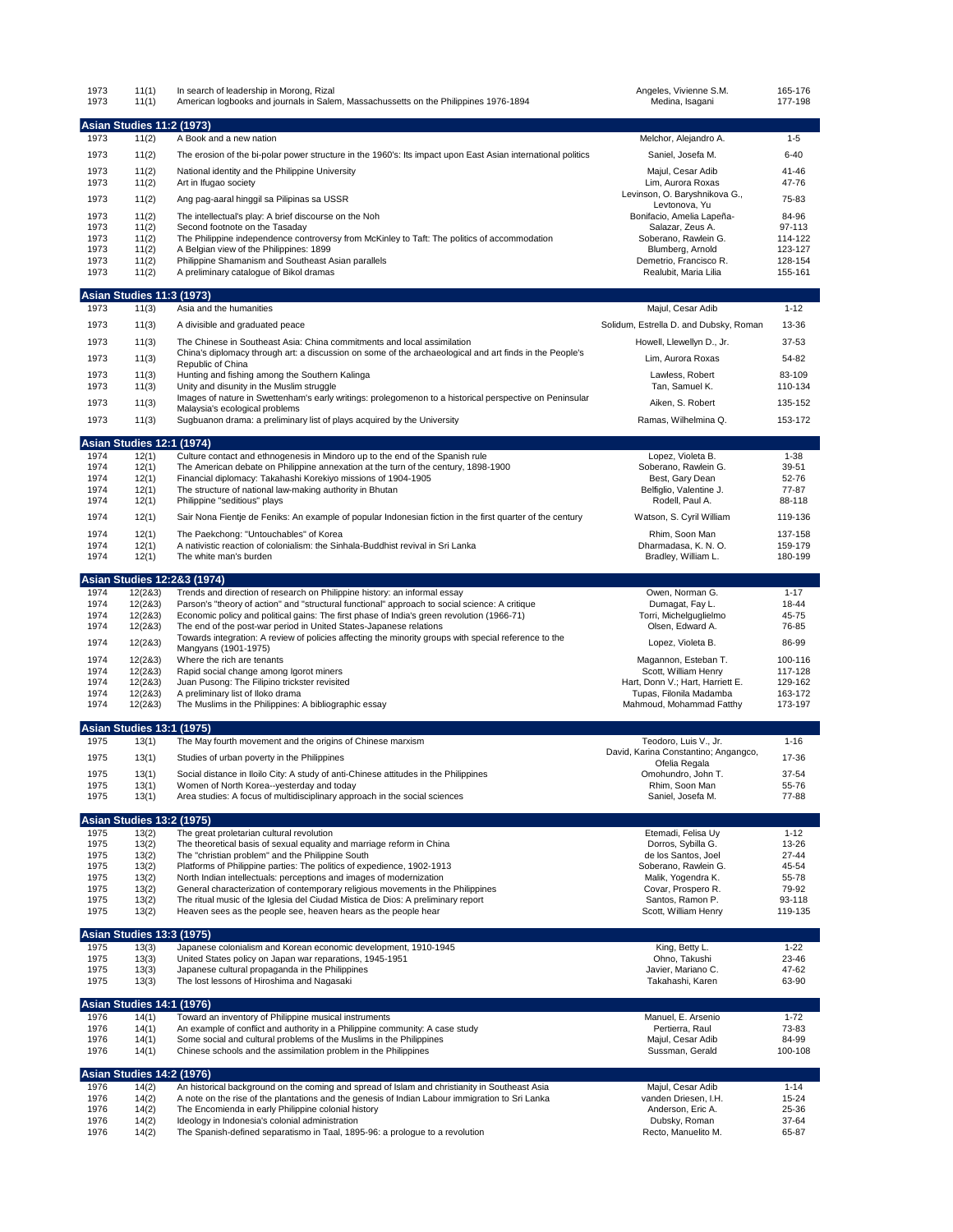| | | | | |
|---|---|---|---|---|
| 1973 | 11(1) | In search of leadership in Morong, Rizal | Angeles, Vivienne S.M. | 165-176 |
| 1973 | 11(1) | American logbooks and journals in Salem, Massachussetts on the Philippines 1976-1894 | Medina, Isagani | 177-198 |

## Asian Studies 11:2 (1973)

| | | | | |
|---|---|---|---|---|
| 1973 | 11(2) | A Book and a new nation | Melchor, Alejandro A. | 1-5 |
| 1973 | 11(2) | The erosion of the bi-polar power structure in the 1960's: Its impact upon East Asian international politics | Saniel, Josefa M. | 6-40 |
| 1973 | 11(2) | National identity and the Philippine University | Majul, Cesar Adib | 41-46 |
| 1973 | 11(2) | Art in Ifugao society | Lim, Aurora Roxas | 47-76 |
| 1973 | 11(2) | Ang pag-aaral hinggil sa Pilipinas sa USSR | Levinson, O. Baryshnikova G., Levtonova, Yu | 75-83 |
| 1973 | 11(2) | The intellectual's play: A brief discourse on the Noh | Bonifacio, Amelia Lapeña- | 84-96 |
| 1973 | 11(2) | Second footnote on the Tasaday | Salazar, Zeus A. | 97-113 |
| 1973 | 11(2) | The Philippine independence controversy from McKinley to Taft: The politics of accommodation | Soberano, Rawlein G. | 114-122 |
| 1973 | 11(2) | A Belgian view of the Philippines: 1899 | Blumberg, Arnold | 123-127 |
| 1973 | 11(2) | Philippine Shamanism and Southeast Asian parallels | Demetrio, Francisco R. | 128-154 |
| 1973 | 11(2) | A preliminary catalogue of Bikol dramas | Realubit, Maria Lilia | 155-161 |

## Asian Studies 11:3 (1973)

| | | | | |
|---|---|---|---|---|
| 1973 | 11(3) | Asia and the humanities | Majul, Cesar Adib | 1-12 |
| 1973 | 11(3) | A divisible and graduated peace | Solidum, Estrella D. and Dubsky, Roman | 13-36 |
| 1973 | 11(3) | The Chinese in Southeast Asia: China commitments and local assimilation | Howell, Llewellyn D., Jr. | 37-53 |
| 1973 | 11(3) | China's diplomacy through art: a discussion on some of the archaeological and art finds in the People's Republic of China | Lim, Aurora Roxas | 54-82 |
| 1973 | 11(3) | Hunting and fishing among the Southern Kalinga | Lawless, Robert | 83-109 |
| 1973 | 11(3) | Unity and disunity in the Muslim struggle | Tan, Samuel K. | 110-134 |
| 1973 | 11(3) | Images of nature in Swettenham's early writings: prolegomenon to a historical perspective on Peninsular Malaysia's ecological problems | Aiken, S. Robert | 135-152 |
| 1973 | 11(3) | Sugbuanon drama: a preliminary list of plays acquired by the University | Ramas, Wilhelmina Q. | 153-172 |

## Asian Studies 12:1 (1974)

| | | | | |
|---|---|---|---|---|
| 1974 | 12(1) | Culture contact and ethnogenesis in Mindoro up to the end of the Spanish rule | Lopez, Violeta B. | 1-38 |
| 1974 | 12(1) | The American debate on Philippine annexation at the turn of the century, 1898-1900 | Soberano, Rawlein G. | 39-51 |
| 1974 | 12(1) | Financial diplomacy: Takahashi Korekiyo missions of 1904-1905 | Best, Gary Dean | 52-76 |
| 1974 | 12(1) | The structure of national law-making authority in Bhutan | Belfiglio, Valentine J. | 77-87 |
| 1974 | 12(1) | Philippine "seditious" plays | Rodell, Paul A. | 88-118 |
| 1974 | 12(1) | Sair Nona Fientje de Feniks: An example of popular Indonesian fiction in the first quarter of the century | Watson, S. Cyril William | 119-136 |
| 1974 | 12(1) | The Paekchong: "Untouchables" of Korea | Rhim, Soon Man | 137-158 |
| 1974 | 12(1) | A nativistic reaction of colonialism: the Sinhala-Buddhist revival in Sri Lanka | Dharmadasa, K. N. O. | 159-179 |
| 1974 | 12(1) | The white man's burden | Bradley, William L. | 180-199 |

## Asian Studies 12:2&3 (1974)

| | | | | |
|---|---|---|---|---|
| 1974 | 12(2&3) | Trends and direction of research on Philippine history: an informal essay | Owen, Norman G. | 1-17 |
| 1974 | 12(2&3) | Parson's "theory of action" and "structural functional" approach to social science: A critique | Dumagat, Fay L. | 18-44 |
| 1974 | 12(2&3) | Economic policy and political gains: The first phase of India's green revolution (1966-71) | Torri, Michelguglielmo | 45-75 |
| 1974 | 12(2&3) | The end of the post-war period in United States-Japanese relations | Olsen, Edward A. | 76-85 |
| 1974 | 12(2&3) | Towards integration: A review of policies affecting the minority groups with special reference to the Mangyans (1901-1975) | Lopez, Violeta B. | 86-99 |
| 1974 | 12(2&3) | Where the rich are tenants | Magannon, Esteban T. | 100-116 |
| 1974 | 12(2&3) | Rapid social change among Igorot miners | Scott, William Henry | 117-128 |
| 1974 | 12(2&3) | Juan Pusong: The Filipino trickster revisited | Hart, Donn V.; Hart, Harriett E. | 129-162 |
| 1974 | 12(2&3) | A preliminary list of Iloko drama | Tupas, Filonila Madamba | 163-172 |
| 1974 | 12(2&3) | The Muslims in the Philippines: A bibliographic essay | Mahmoud, Mohammad Fatthy | 173-197 |

## Asian Studies 13:1 (1975)

| | | | | |
|---|---|---|---|---|
| 1975 | 13(1) | The May fourth movement and the origins of Chinese marxism | Teodoro, Luis V., Jr. | 1-16 |
| 1975 | 13(1) | Studies of urban poverty in the Philippines | David, Karina Constantino; Angangco, Ofelia Regala | 17-36 |
| 1975 | 13(1) | Social distance in Iloilo City: A study of anti-Chinese attitudes in the Philippines | Omohundro, John T. | 37-54 |
| 1975 | 13(1) | Women of North Korea--yesterday and today | Rhim, Soon Man | 55-76 |
| 1975 | 13(1) | Area studies: A focus of multidisciplinary approach in the social sciences | Saniel, Josefa M. | 77-88 |

## Asian Studies 13:2 (1975)

| | | | | |
|---|---|---|---|---|
| 1975 | 13(2) | The great proletarian cultural revolution | Etemadi, Felisa Uy | 1-12 |
| 1975 | 13(2) | The theoretical basis of sexual equality and marriage reform in China | Dorros, Sybilla G. | 13-26 |
| 1975 | 13(2) | The "christian problem" and the Philippine South | de los Santos, Joel | 27-44 |
| 1975 | 13(2) | Platforms of Philippine parties: The politics of expedience, 1902-1913 | Soberano, Rawlein G. | 45-54 |
| 1975 | 13(2) | North Indian intellectuals: perceptions and images of modernization | Malik, Yogendra K. | 55-78 |
| 1975 | 13(2) | General characterization of contemporary religious movements in the Philippines | Covar, Prospero R. | 79-92 |
| 1975 | 13(2) | The ritual music of the Iglesia del Ciudad Mistica de Dios: A preliminary report | Santos, Ramon P. | 93-118 |
| 1975 | 13(2) | Heaven sees as the people see, heaven hears as the people hear | Scott, William Henry | 119-135 |

## Asian Studies 13:3 (1975)

| | | | | |
|---|---|---|---|---|
| 1975 | 13(3) | Japanese colonialism and Korean economic development, 1910-1945 | King, Betty L. | 1-22 |
| 1975 | 13(3) | United States policy on Japan war reparations, 1945-1951 | Ohno, Takushi | 23-46 |
| 1975 | 13(3) | Japanese cultural propaganda in the Philippines | Javier, Mariano C. | 47-62 |
| 1975 | 13(3) | The lost lessons of Hiroshima and Nagasaki | Takahashi, Karen | 63-90 |

## Asian Studies 14:1 (1976)

| | | | | |
|---|---|---|---|---|
| 1976 | 14(1) | Toward an inventory of Philippine musical instruments | Manuel, E. Arsenio | 1-72 |
| 1976 | 14(1) | An example of conflict and authority in a Philippine community: A case study | Pertierra, Raul | 73-83 |
| 1976 | 14(1) | Some social and cultural problems of the Muslims in the Philippines | Majul, Cesar Adib | 84-99 |
| 1976 | 14(1) | Chinese schools and the assimilation problem in the Philippines | Sussman, Gerald | 100-108 |

## Asian Studies 14:2 (1976)

| | | | | |
|---|---|---|---|---|
| 1976 | 14(2) | An historical background on the coming and spread of Islam and christianity in Southeast Asia | Majul, Cesar Adib | 1-14 |
| 1976 | 14(2) | A note on the rise of the plantations and the genesis of Indian Labour immigration to Sri Lanka | vanden Driesen, I.H. | 15-24 |
| 1976 | 14(2) | The Encomienda in early Philippine colonial history | Anderson, Eric A. | 25-36 |
| 1976 | 14(2) | Ideology in Indonesia's colonial administration | Dubsky, Roman | 37-64 |
| 1976 | 14(2) | The Spanish-defined separatismo in Taal, 1895-96: a prologue to a revolution | Recto, Manuelito M. | 65-87 |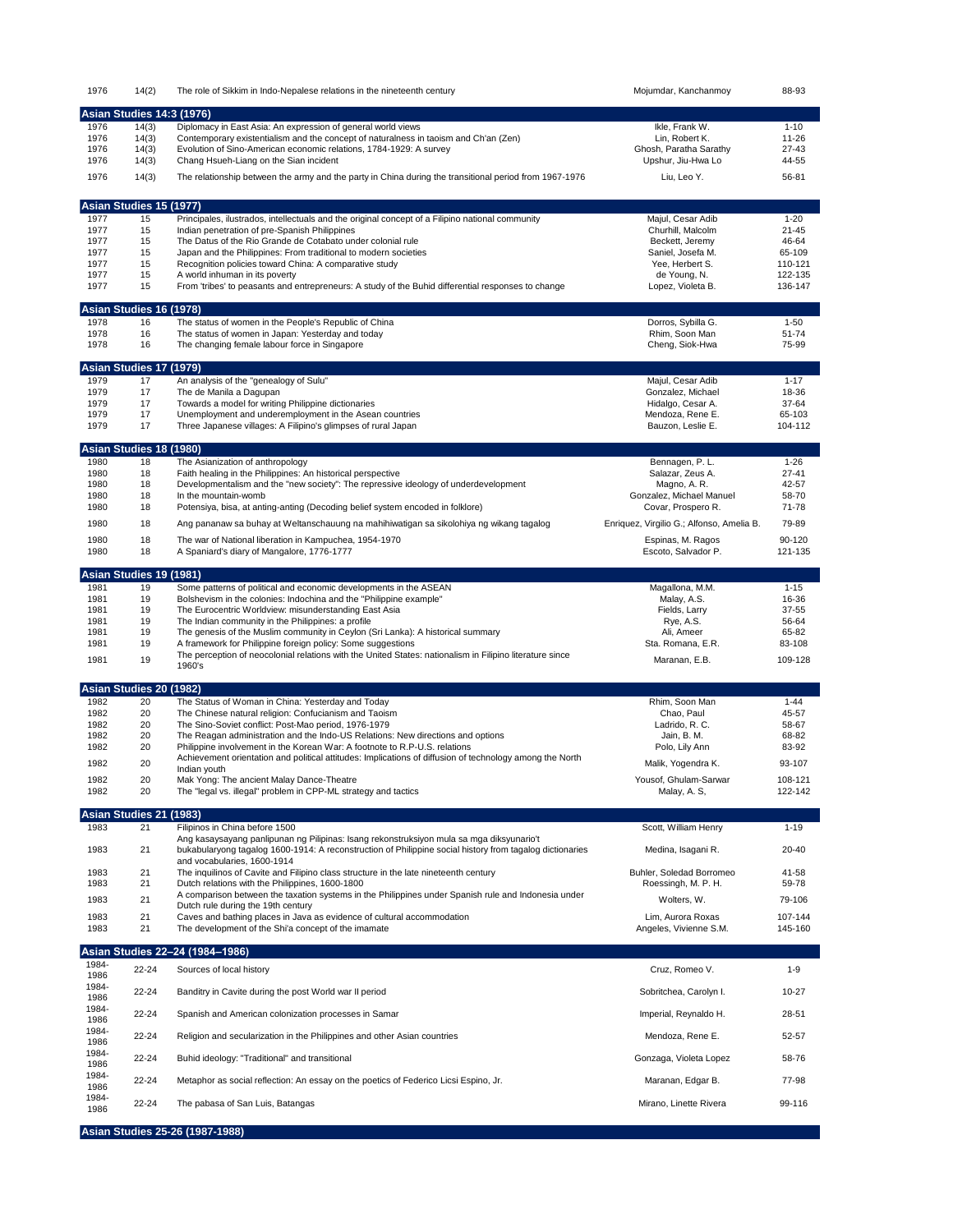| 1976 | 14(2) | The role of Sikkim in Indo-Nepalese relations in the nineteenth century | Mojumdar, Kanchanmoy | 88-93 |
|---|---|---|---|---|

## Asian Studies 14:3 (1976)

| | | | | |
|---|---|---|---|---|
| 1976 | 14(3) | Diplomacy in East Asia: An expression of general world views | Ikle, Frank W. | 1-10 |
| 1976 | 14(3) | Contemporary existentialism and the concept of naturalness in taoism and Ch'an (Zen) | Lin, Robert K. | 11-26 |
| 1976 | 14(3) | Evolution of Sino-American economic relations, 1784-1929: A survey | Ghosh, Paratha Sarathy | 27-43 |
| 1976 | 14(3) | Chang Hsueh-Liang on the Sian incident | Upshur, Jiu-Hwa Lo | 44-55 |
| 1976 | 14(3) | The relationship between the army and the party in China during the transitional period from 1967-1976 | Liu, Leo Y. | 56-81 |

## Asian Studies 15 (1977)

| | | | | |
|---|---|---|---|---|
| 1977 | 15 | Principales, ilustrados, intellectuals and the original concept of a Filipino national community | Majul, Cesar Adib | 1-20 |
| 1977 | 15 | Indian penetration of pre-Spanish Philippines | Churhill, Malcolm | 21-45 |
| 1977 | 15 | The Datus of the Rio Grande de Cotabato under colonial rule | Beckett, Jeremy | 46-64 |
| 1977 | 15 | Japan and the Philippines: From traditional to modern societies | Saniel, Josefa M. | 65-109 |
| 1977 | 15 | Recognition policies toward China: A comparative study | Yee, Herbert S. | 110-121 |
| 1977 | 15 | A world inhuman in its poverty | de Young, N. | 122-135 |
| 1977 | 15 | From 'tribes' to peasants and entrepreneurs: A study of the Buhid differential responses to change | Lopez, Violeta B. | 136-147 |

## Asian Studies 16 (1978)

| | | | | |
|---|---|---|---|---|
| 1978 | 16 | The status of women in the People's Republic of China | Dorros, Sybilla G. | 1-50 |
| 1978 | 16 | The status of women in Japan: Yesterday and today | Rhim, Soon Man | 51-74 |
| 1978 | 16 | The changing female labour force in Singapore | Cheng, Siok-Hwa | 75-99 |

## Asian Studies 17 (1979)

| | | | | |
|---|---|---|---|---|
| 1979 | 17 | An analysis of the "genealogy of Sulu" | Majul, Cesar Adib | 1-17 |
| 1979 | 17 | The de Manila a Dagupan | Gonzalez, Michael | 18-36 |
| 1979 | 17 | Towards a model for writing Philippine dictionaries | Hidalgo, Cesar A. | 37-64 |
| 1979 | 17 | Unemployment and underemployment in the Asean countries | Mendoza, Rene E. | 65-103 |
| 1979 | 17 | Three Japanese villages: A Filipino's glimpses of rural Japan | Bauzon, Leslie E. | 104-112 |

## Asian Studies 18 (1980)

| | | | | |
|---|---|---|---|---|
| 1980 | 18 | The Asianization of anthropology | Bennagen, P. L. | 1-26 |
| 1980 | 18 | Faith healing in the Philippines: An historical perspective | Salazar, Zeus A. | 27-41 |
| 1980 | 18 | Developmentalism and the "new society": The repressive ideology of underdevelopment | Magno, A. R. | 42-57 |
| 1980 | 18 | In the mountain-womb | Gonzalez, Michael Manuel | 58-70 |
| 1980 | 18 | Potensiya, bisa, at anting-anting (Decoding belief system encoded in folklore) | Covar, Prospero R. | 71-78 |
| 1980 | 18 | Ang pananaw sa buhay at Weltanschauung na mahihiwatigan sa sikolohiya ng wikang tagalog | Enriquez, Virgilio G.; Alfonso, Amelia B. | 79-89 |
| 1980 | 18 | The war of National liberation in Kampuchea, 1954-1970 | Espinas, M. Ragos | 90-120 |
| 1980 | 18 | A Spaniard's diary of Mangalore, 1776-1777 | Escoto, Salvador P. | 121-135 |

## Asian Studies 19 (1981)

| | | | | |
|---|---|---|---|---|
| 1981 | 19 | Some patterns of political and economic developments in the ASEAN | Magallona, M.M. | 1-15 |
| 1981 | 19 | Bolshevism in the colonies: Indochina and the "Philippine example" | Malay, A.S. | 16-36 |
| 1981 | 19 | The Eurocentric Worldview: misunderstanding East Asia | Fields, Larry | 37-55 |
| 1981 | 19 | The Indian community in the Philippines: a profile | Rye, A.S. | 56-64 |
| 1981 | 19 | The genesis of the Muslim community in Ceylon (Sri Lanka): A historical summary | Ali, Ameer | 65-82 |
| 1981 | 19 | A framework for Philippine foreign policy: Some suggestions | Sta. Romana, E.R. | 83-108 |
| 1981 | 19 | The perception of neocolonial relations with the United States: nationalism in Filipino literature since 1960's | Maranan, E.B. | 109-128 |

## Asian Studies 20 (1982)

| | | | | |
|---|---|---|---|---|
| 1982 | 20 | The Status of Woman in China: Yesterday and Today | Rhim, Soon Man | 1-44 |
| 1982 | 20 | The Chinese natural religion: Confucianism and Taoism | Chao, Paul | 45-57 |
| 1982 | 20 | The Sino-Soviet conflict: Post-Mao period, 1976-1979 | Ladrido, R. C. | 58-67 |
| 1982 | 20 | The Reagan administration and the Indo-US Relations: New directions and options | Jain, B. M. | 68-82 |
| 1982 | 20 | Philippine involvement in the Korean War: A footnote to R.P-U.S. relations | Polo, Lily Ann | 83-92 |
| 1982 | 20 | Achievement orientation and political attitudes: Implications of diffusion of technology among the North Indian youth | Malik, Yogendra K. | 93-107 |
| 1982 | 20 | Mak Yong: The ancient Malay Dance-Theatre | Yousof, Ghulam-Sarwar | 108-121 |
| 1982 | 20 | The "legal vs. illegal" problem in CPP-ML strategy and tactics | Malay, A. S, | 122-142 |

## Asian Studies 21 (1983)

| | | | | |
|---|---|---|---|---|
| 1983 | 21 | Filipinos in China before 1500 | Scott, William Henry | 1-19 |
| 1983 | 21 | Ang kasaysayang panlipunan ng Pilipinas: Isang rekonstruksiyon mula sa mga diksyunario't bukabularyong tagalog 1600-1914: A reconstruction of Philippine social history from tagalog dictionaries and vocabularies, 1600-1914 | Medina, Isagani R. | 20-40 |
| 1983 | 21 | The inquilinos of Cavite and Filipino class structure in the late nineteenth century | Buhler, Soledad Borromeo | 41-58 |
| 1983 | 21 | Dutch relations with the Philippines, 1600-1800 | Roessingh, M. P. H. | 59-78 |
| 1983 | 21 | A comparison between the taxation systems in the Philippines under Spanish rule and Indonesia under Dutch rule during the 19th century | Wolters, W. | 79-106 |
| 1983 | 21 | Caves and bathing places in Java as evidence of cultural accommodation | Lim, Aurora Roxas | 107-144 |
| 1983 | 21 | The development of the Shi'a concept of the imamate | Angeles, Vivienne S.M. | 145-160 |

## Asian Studies 22–24 (1984–1986)

| | | | | |
|---|---|---|---|---|
| 1984-1986 | 22-24 | Sources of local history | Cruz, Romeo V. | 1-9 |
| 1984-1986 | 22-24 | Banditry in Cavite during the post World war II period | Sobritchea, Carolyn I. | 10-27 |
| 1984-1986 | 22-24 | Spanish and American colonization processes in Samar | Imperial, Reynaldo H. | 28-51 |
| 1984-1986 | 22-24 | Religion and secularization in the Philippines and other Asian countries | Mendoza, Rene E. | 52-57 |
| 1984-1986 | 22-24 | Buhid ideology: "Traditional" and transitional | Gonzaga, Violeta Lopez | 58-76 |
| 1984-1986 | 22-24 | Metaphor as social reflection: An essay on the poetics of Federico Licsi Espino, Jr. | Maranan, Edgar B. | 77-98 |
| 1984-1986 | 22-24 | The pabasa of San Luis, Batangas | Mirano, Linette Rivera | 99-116 |

## Asian Studies 25-26 (1987-1988)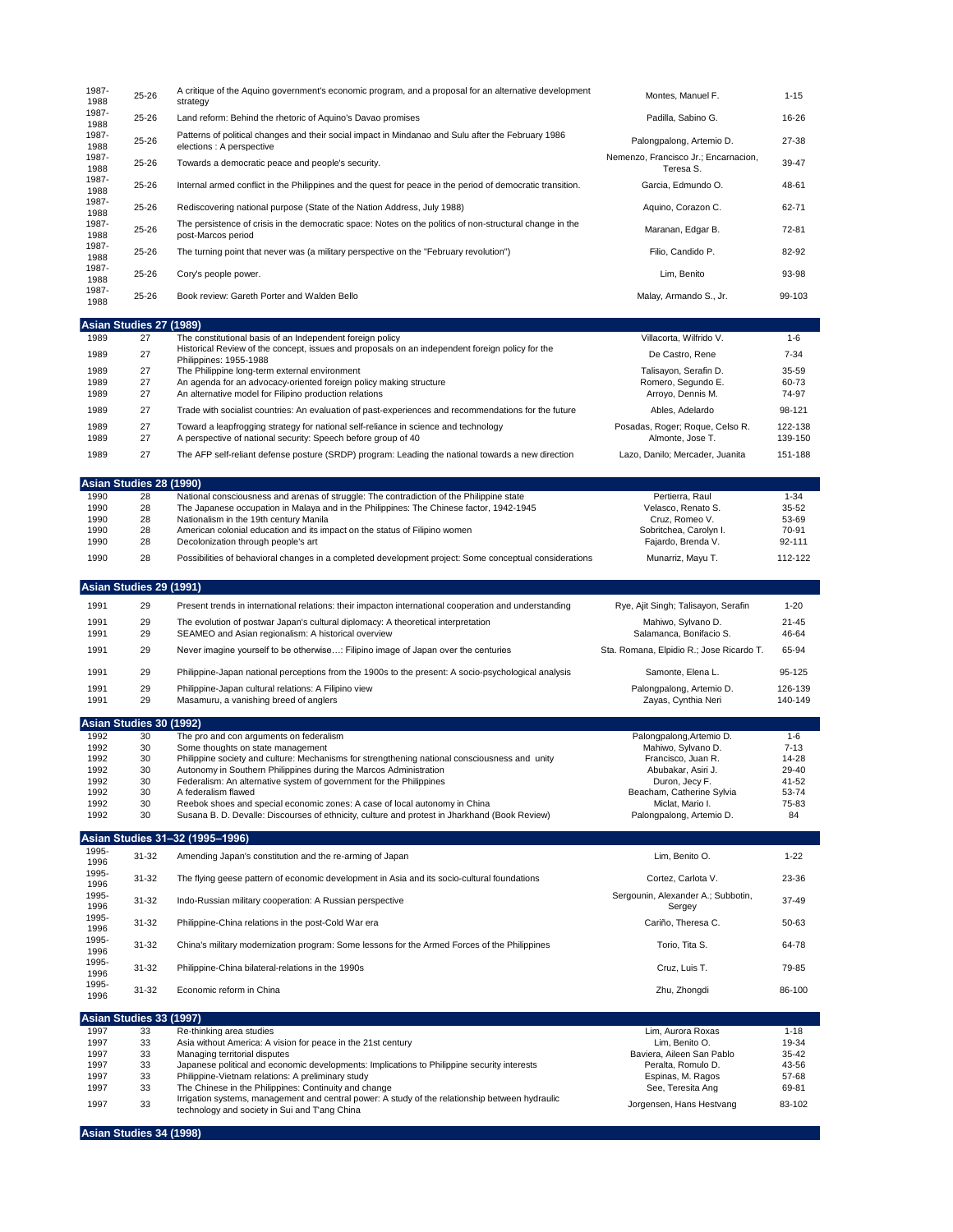| | | | | |
|---|---|---|---|---|
| 1987-1988 | 25-26 | A critique of the Aquino government's economic program, and a proposal for an alternative development strategy | Montes, Manuel F. | 1-15 |
| 1987-1988 | 25-26 | Land reform: Behind the rhetoric of Aquino's Davao promises | Padilla, Sabino G. | 16-26 |
| 1987-1988 | 25-26 | Patterns of political changes and their social impact in Mindanao and Sulu after the February 1986 elections : A perspective | Palongpalong, Artemio D. | 27-38 |
| 1987-1988 | 25-26 | Towards a democratic peace and people's security. | Nemenzo, Francisco Jr.; Encarnacion, Teresa S. | 39-47 |
| 1987-1988 | 25-26 | Internal armed conflict in the Philippines and the quest for peace in the period of democratic transition. | Garcia, Edmundo O. | 48-61 |
| 1987-1988 | 25-26 | Rediscovering national purpose (State of the Nation Address, July 1988) | Aquino, Corazon C. | 62-71 |
| 1987-1988 | 25-26 | The persistence of crisis in the democratic space: Notes on the politics of non-structural change in the post-Marcos period | Maranan, Edgar B. | 72-81 |
| 1987-1988 | 25-26 | The turning point that never was (a military perspective on the "February revolution") | Filio, Candido P. | 82-92 |
| 1987-1988 | 25-26 | Cory's people power. | Lim, Benito | 93-98 |
| 1987-1988 | 25-26 | Book review: Gareth Porter and Walden Bello | Malay, Armando S., Jr. | 99-103 |

## Asian Studies 27 (1989)

| | | | | |
|---|---|---|---|---|
| 1989 | 27 | The constitutional basis of an Independent foreign policy | Villacorta, Wilfrido V. | 1-6 |
| 1989 | 27 | Historical Review of the concept, issues and proposals on an independent foreign policy for the Philippines: 1955-1988 | De Castro, Rene | 7-34 |
| 1989 | 27 | The Philippine long-term external environment | Talisayon, Serafin D. | 35-59 |
| 1989 | 27 | An agenda for an advocacy-oriented foreign policy making structure | Romero, Segundo E. | 60-73 |
| 1989 | 27 | An alternative model for Filipino production relations | Arroyo, Dennis M. | 74-97 |
| 1989 | 27 | Trade with socialist countries: An evaluation of past-experiences and recommendations for the future | Ables, Adelardo | 98-121 |
| 1989 | 27 | Toward a leapfrogging strategy for national self-reliance in science and technology | Posadas, Roger; Roque, Celso R. | 122-138 |
| 1989 | 27 | A perspective of national security: Speech before group of 40 | Almonte, Jose T. | 139-150 |
| 1989 | 27 | The AFP self-reliant defense posture (SRDP) program: Leading the national towards a new direction | Lazo, Danilo; Mercader, Juanita | 151-188 |

## Asian Studies 28 (1990)

| | | | | |
|---|---|---|---|---|
| 1990 | 28 | National consciousness and arenas of struggle: The contradiction of the Philippine state | Pertierra, Raul | 1-34 |
| 1990 | 28 | The Japanese occupation in Malaya and in the Philippines: The Chinese factor, 1942-1945 | Velasco, Renato S. | 35-52 |
| 1990 | 28 | Nationalism in the 19th century Manila | Cruz, Romeo V. | 53-69 |
| 1990 | 28 | American colonial education and its impact on the status of Filipino women | Sobritchea, Carolyn I. | 70-91 |
| 1990 | 28 | Decolonization through people's art | Fajardo, Brenda V. | 92-111 |
| 1990 | 28 | Possibilities of behavioral changes in a completed development project: Some conceptual considerations | Munarriz, Mayu T. | 112-122 |

## Asian Studies 29 (1991)

| | | | | |
|---|---|---|---|---|
| 1991 | 29 | Present trends in international relations: their impacton international cooperation and understanding | Rye, Ajit Singh; Talisayon, Serafin | 1-20 |
| 1991 | 29 | The evolution of postwar Japan's cultural diplomacy: A theoretical interpretation | Mahiwo, Sylvano D. | 21-45 |
| 1991 | 29 | SEAMEO and Asian regionalism: A historical overview | Salamanca, Bonifacio S. | 46-64 |
| 1991 | 29 | Never imagine yourself to be otherwise…: Filipino image of Japan over the centuries | Sta. Romana, Elpidio R.; Jose Ricardo T. | 65-94 |
| 1991 | 29 | Philippine-Japan national perceptions from the 1900s to the present: A socio-psychological analysis | Samonte, Elena L. | 95-125 |
| 1991 | 29 | Philippine-Japan cultural relations: A Filipino view | Palongpalong, Artemio D. | 126-139 |
| 1991 | 29 | Masamuru, a vanishing breed of anglers | Zayas, Cynthia Neri | 140-149 |

## Asian Studies 30 (1992)

| | | | | |
|---|---|---|---|---|
| 1992 | 30 | The pro and con arguments on federalism | Palongpalong,Artemio D. | 1-6 |
| 1992 | 30 | Some thoughts on state management | Mahiwo, Sylvano D. | 7-13 |
| 1992 | 30 | Philippine society and culture: Mechanisms for strengthening national consciousness and unity | Francisco, Juan R. | 14-28 |
| 1992 | 30 | Autonomy in Southern Philippines during the Marcos Administration | Abubakar, Asiri J. | 29-40 |
| 1992 | 30 | Federalism: An alternative system of government for the Philippines | Duron, Jecy F. | 41-52 |
| 1992 | 30 | A federalism flawed | Beacham, Catherine Sylvia | 53-74 |
| 1992 | 30 | Reebok shoes and special economic zones: A case of local autonomy in China | Miclat, Mario I. | 75-83 |
| 1992 | 30 | Susana B. D. Devalle: Discourses of ethnicity, culture and protest in Jharkhand (Book Review) | Palongpalong, Artemio D. | 84 |

## Asian Studies 31–32 (1995–1996)

| | | | | |
|---|---|---|---|---|
| 1995-1996 | 31-32 | Amending Japan's constitution and the re-arming of Japan | Lim, Benito O. | 1-22 |
| 1995-1996 | 31-32 | The flying geese pattern of economic development in Asia and its socio-cultural foundations | Cortez, Carlota V. | 23-36 |
| 1995-1996 | 31-32 | Indo-Russian military cooperation: A Russian perspective | Sergounin, Alexander A.; Subbotin, Sergey | 37-49 |
| 1995-1996 | 31-32 | Philippine-China relations in the post-Cold War era | Cariño, Theresa C. | 50-63 |
| 1995-1996 | 31-32 | China's military modernization program: Some lessons for the Armed Forces of the Philippines | Torio, Tita S. | 64-78 |
| 1995-1996 | 31-32 | Philippine-China bilateral-relations in the 1990s | Cruz, Luis T. | 79-85 |
| 1995-1996 | 31-32 | Economic reform in China | Zhu, Zhongdi | 86-100 |

## Asian Studies 33 (1997)

| | | | | |
|---|---|---|---|---|
| 1997 | 33 | Re-thinking area studies | Lim, Aurora Roxas | 1-18 |
| 1997 | 33 | Asia without America: A vision for peace in the 21st century | Lim, Benito O. | 19-34 |
| 1997 | 33 | Managing territorial disputes | Baviera, Aileen San Pablo | 35-42 |
| 1997 | 33 | Japanese political and economic developments: Implications to Philippine security interests | Peralta, Romulo D. | 43-56 |
| 1997 | 33 | Philippine-Vietnam relations: A preliminary study | Espinas, M. Ragos | 57-68 |
| 1997 | 33 | The Chinese in the Philippines: Continuity and change | See, Teresita Ang | 69-81 |
| 1997 | 33 | Irrigation systems, management and central power: A study of the relationship between hydraulic technology and society in Sui and T'ang China | Jorgensen, Hans Hestvang | 83-102 |

## Asian Studies 34 (1998)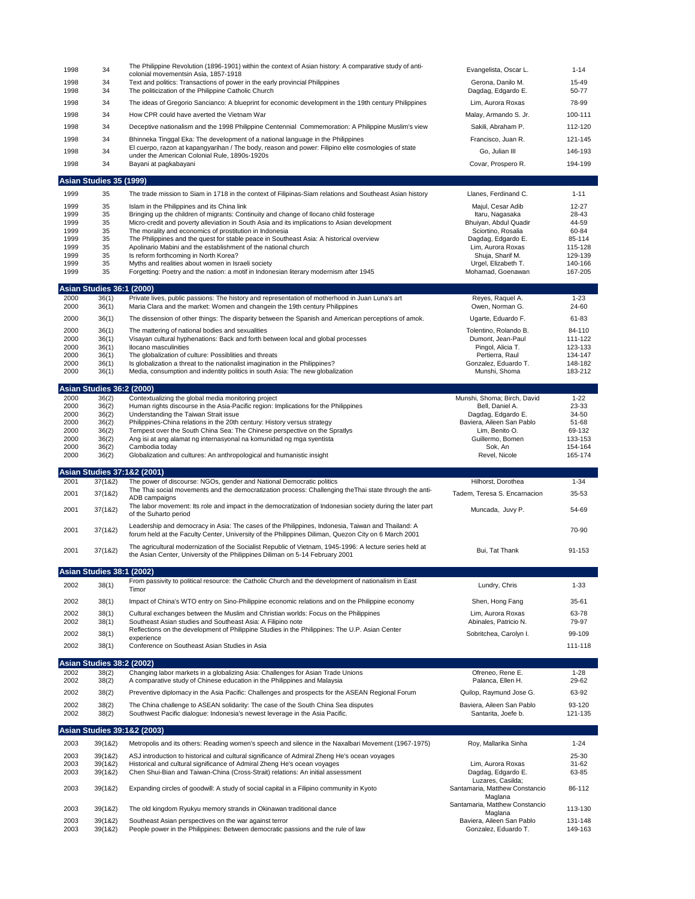| | | | | |
|---|---|---|---|---|
| 1998 | 34 | The Philippine Revolution (1896-1901) within the context of Asian history: A comparative study of anti-colonial movementsin Asia, 1857-1918 | Evangelista, Oscar L. | 1-14 |
| 1998 | 34 | Text and politics: Transactions of power in the early provincial Philippines | Gerona, Danilo M. | 15-49 |
| 1998 | 34 | The politicization of the Philippine Catholic Church | Dagdag, Edgardo E. | 50-77 |
| 1998 | 34 | The ideas of Gregorio Sanciano: A blueprint for economic development in the 19th century Philippines | Lim, Aurora Roxas | 78-99 |
| 1998 | 34 | How CPR could have averted the Vietnam War | Malay, Armando S. Jr. | 100-111 |
| 1998 | 34 | Deceptive nationalism and the 1998 Philippine Centennial Commemoration: A Philippine Muslim's view | Sakili, Abraham P. | 112-120 |
| 1998 | 34 | Bhinneka Tinggal Eka: The development of a national language in the Philippines | Francisco, Juan R. | 121-145 |
| 1998 | 34 | El cuerpo, razon at kapangyarihan / The body, reason and power: Filipino elite cosmologies of state under the American Colonial Rule, 1890s-1920s | Go, Julian III | 146-193 |
| 1998 | 34 | Bayani at pagkabayani | Covar, Prospero R. | 194-199 |
| **Asian Studies 35 (1999)** | | | | |
| 1999 | 35 | The trade mission to Siam in 1718 in the context of Filipinas-Siam relations and Southeast Asian history | Llanes, Ferdinand C. | 1-11 |
| 1999 | 35 | Islam in the Philippines and its China link | Majul, Cesar Adib | 12-27 |
| 1999 | 35 | Bringing up the children of migrants: Continuity and change of Ilocano child fosterage | Itaru, Nagasaka | 28-43 |
| 1999 | 35 | Micro-credit and poverty alleviation in South Asia and its implications to Asian development | Bhuiyan, Abdul Quadir | 44-59 |
| 1999 | 35 | The morality and economics of prostitution in Indonesia | Sciortino, Rosalia | 60-84 |
| 1999 | 35 | The Philippines and the quest for stable peace in Southeast Asia: A historical overview | Dagdag, Edgardo E. | 85-114 |
| 1999 | 35 | Apolinario Mabini and the establishment of the national church | Lim, Aurora Roxas | 115-128 |
| 1999 | 35 | Is reform forthcoming in North Korea? | Shuja, Sharif M. | 129-139 |
| 1999 | 35 | Myths and realities about women in Israeli society | Urgel, Elizabeth T. | 140-166 |
| 1999 | 35 | Forgetting: Poetry and the nation: a motif in Indonesian literary modernism after 1945 | Mohamad, Goenawan | 167-205 |
| **Asian Studies 36:1 (2000)** | | | | |
| 2000 | 36(1) | Private lives, public passions: The history and representation of motherhood in Juan Luna's art | Reyes, Raquel A. | 1-23 |
| 2000 | 36(1) | Maria Clara and the market: Women and changein the 19th century Philippines | Owen, Norman G. | 24-60 |
| 2000 | 36(1) | The dissension of other things: The disparity between the Spanish and American perceptions of amok. | Ugarte, Eduardo F. | 61-83 |
| 2000 | 36(1) | The mattering of national bodies and sexualities | Tolentino, Rolando B. | 84-110 |
| 2000 | 36(1) | Visayan cultural hyphenations: Back and forth between local and global processes | Dumont, Jean-Paul | 111-122 |
| 2000 | 36(1) | Ilocano masculinities | Pingol, Alicia T. | 123-133 |
| 2000 | 36(1) | The globalization of culture: Possiblities and threats | Pertierra, Raul | 134-147 |
| 2000 | 36(1) | Is globalization a threat to the nationalist imagination in the Philippines? | Gonzalez, Eduardo T. | 148-182 |
| 2000 | 36(1) | Media, consumption and indentity politics in south Asia: The new globalization | Munshi, Shoma | 183-212 |
| **Asian Studies 36:2 (2000)** | | | | |
| 2000 | 36(2) | Contextualizing the global media monitoring project | Munshi, Shoma; Birch, David | 1-22 |
| 2000 | 36(2) | Human rights discourse in the Asia-Pacific region: Implications for the Philippines | Bell, Daniel A. | 23-33 |
| 2000 | 36(2) | Understanding the Taiwan Strait issue | Dagdag, Edgardo E. | 34-50 |
| 2000 | 36(2) | Philippines-China relations in the 20th century: History versus strategy | Baviera, Aileen San Pablo | 51-68 |
| 2000 | 36(2) | Tempest over the South China Sea: The Chinese perspective on the Spratlys | Lim, Benito O. | 69-132 |
| 2000 | 36(2) | Ang isi at ang alamat ng internasyonal na komunidad ng mga syentista | Guillermo, Bomen | 133-153 |
| 2000 | 36(2) | Cambodia today | Sok, An | 154-164 |
| 2000 | 36(2) | Globalization and cultures: An anthropological and humanistic insight | Revel, Nicole | 165-174 |
| **Asian Studies 37:1&2 (2001)** | | | | |
| 2001 | 37(1&2) | The power of discourse: NGOs, gender and National Democratic politics | Hilhorst, Dorothea | 1-34 |
| 2001 | 37(1&2) | The Thai social movements and the democratization process: Challenging theThai state through the anti-ADB campaigns | Tadem, Teresa S. Encarnacion | 35-53 |
| 2001 | 37(1&2) | The labor movement: Its role and impact in the democratization of Indonesian society during the later part of the Suharto period | Muncada, Juvy P. | 54-69 |
| 2001 | 37(1&2) | Leadership and democracy in Asia: The cases of the Philippines, Indonesia, Taiwan and Thailand: A forum held at the Faculty Center, University of the Philippines Diliman, Quezon City on 6 March 2001 | | 70-90 |
| 2001 | 37(1&2) | The agricultural modernization of the Socialist Republic of Vietnam, 1945-1996: A lecture series held at the Asian Center, University of the Philippines Diliman on 5-14 February 2001 | Bui, Tat Thank | 91-153 |
| **Asian Studies 38:1 (2002)** | | | | |
| 2002 | 38(1) | From passivity to political resource: the Catholic Church and the development of nationalism in East Timor | Lundry, Chris | 1-33 |
| 2002 | 38(1) | Impact of China's WTO entry on Sino-Philippine economic relations and on the Philippine economy | Shen, Hong Fang | 35-61 |
| 2002 | 38(1) | Cultural exchanges between the Muslim and Christian worlds: Focus on the Philippines | Lim, Aurora Roxas | 63-78 |
| 2002 | 38(1) | Southeast Asian studies and Southeast Asia: A Filipino note | Abinales, Patricio N. | 79-97 |
| 2002 | 38(1) | Reflections on the development of Philippine Studies in the Philippines: The U.P. Asian Center experience | Sobritchea, Carolyn I. | 99-109 |
| 2002 | 38(1) | Conference on Southeast Asian Studies in Asia | | 111-118 |
| **Asian Studies 38:2 (2002)** | | | | |
| 2002 | 38(2) | Changing labor markets in a globalizing Asia: Challenges for Asian Trade Unions | Ofreneo, Rene E. | 1-28 |
| 2002 | 38(2) | A comparative study of Chinese education in the Philippines and Malaysia | Palanca, Ellen H. | 29-62 |
| 2002 | 38(2) | Preventive diplomacy in the Asia Pacific: Challenges and prospects for the ASEAN Regional Forum | Quilop, Raymund Jose G. | 63-92 |
| 2002 | 38(2) | The China challenge to ASEAN solidarity: The case of the South China Sea disputes | Baviera, Aileen San Pablo | 93-120 |
| 2002 | 38(2) | Southwest Pacific dialogue: Indonesia's newest leverage in the Asia Pacific. | Santarita, Joefe b. | 121-135 |
| **Asian Studies 39:1&2 (2003)** | | | | |
| 2003 | 39(1&2) | Metropolis and its others: Reading women's speech and silence in the Naxalbari Movement (1967-1975) | Roy, Mallarika Sinha | 1-24 |
| 2003 | 39(1&2) | ASJ introduction to historical and cultural significance of Admiral Zheng He's ocean voyages | | 25-30 |
| 2003 | 39(1&2) | Historical and cultural significance of Admiral Zheng He's ocean voyages | Lim, Aurora Roxas | 31-62 |
| 2003 | 39(1&2) | Chen Shui-Bian and Taiwan-China (Cross-Strait) relations: An initial assessment | Dagdag, Edgardo E. | 63-85 |
| 2003 | 39(1&2) | Expanding circles of goodwill: A study of social capital in a Filipino community in Kyoto | Luzares, Casilda; Santamaria, Matthew Constancio Maglana | 86-112 |
| 2003 | 39(1&2) | The old kingdom Ryukyu memory strands in Okinawan traditional dance | Santamaria, Matthew Constancio Maglana | 113-130 |
| 2003 | 39(1&2) | Southeast Asian perspectives on the war against terror | Baviera, Aileen San Pablo | 131-148 |
| 2003 | 39(1&2) | People power in the Philippines: Between democratic passions and the rule of law | Gonzalez, Eduardo T. | 149-163 |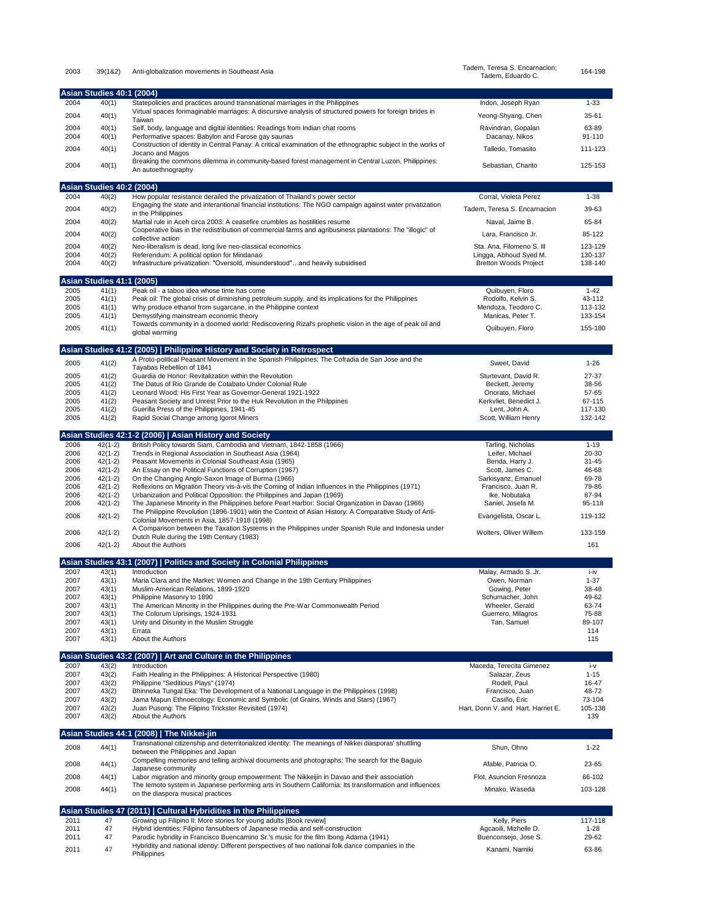| 2003 | 39(1&2) | Anti-globalization movements in Southeast Asia | Tadem, Teresa S. Encarnacion; Tadem, Eduardo C. | 164-198 |
|---|---|---|---|---|
| **Asian Studies 40:1 (2004)** | | | | |
| 2004 | 40(1) | Statepolicies and practices around transnational marriages in the Philippines | Indon, Joseph Ryan | 1-33 |
| 2004 | 40(1) | Virtual spaces forimaginable marriages: A discursive analysis of structured powers for foreign brides in Taiwan | Yeong-Shyang, Chen | 35-61 |
| 2004 | 40(1) | Self, body, language and digital identities: Readings from Indian chat rooms | Ravindran, Gopalan | 63-89 |
| 2004 | 40(1) | Performative spaces: Babylon and Farose gay saunas | Dacanay, Nikos | 91-110 |
| 2004 | 40(1) | Construction of identity in Central Panay: A critical examination of the ethnographic subject in the works of Jocano and Magos | Talledo, Tomasito | 111-123 |
| 2004 | 40(1) | Breaking the commons dilemma in community-based forest management in Central Luzon, Philippines: An autoethnography | Sebastian, Charito | 125-153 |
| **Asian Studies 40:2 (2004)** | | | | |
| 2004 | 40(2) | How popular resistance derailed the privatization of Thailand's power sector | Corral, Violeta Perez | 1-38 |
| 2004 | 40(2) | Engaging the state and interantional financial institutions: The NGO campaign against water privatization in the Philippines | Tadem, Teresa S. Encarnacion | 39-63 |
| 2004 | 40(2) | Martial rule in Aceh circa 2003: A ceasefire crumbles as hostilities resume | Naval, Jaime B. | 65-84 |
| 2004 | 40(2) | Cooperative bias in the redistribution of commercial farms and agribusiness plantations: The "illogic" of collective action | Lara, Francisco Jr. | 85-122 |
| 2004 | 40(2) | Neo-liberalism is dead, long live neo-classical economics | Sta. Ana, Filomeno S. III | 123-129 |
| 2004 | 40(2) | Referendum: A political option for Mindanao | Lingga, Abhoud Syed M. | 130-137 |
| 2004 | 40(2) | Infrastructure privatization: "Oversold, misunderstood"…and heavily subsidised | Bretton Woods Project | 138-140 |
| **Asian Studies 41:1 (2005)** | | | | |
| 2005 | 41(1) | Peak oil - a taboo idea whose time has come | Quibuyen, Floro | 1-42 |
| 2005 | 41(1) | Peak oil: The global crisis of diminishing petroleum supply, and its implications for the Philippines | Rodolfo, Kelvin S. | 43-112 |
| 2005 | 41(1) | Why produce ethanol from sugarcane, in the Philippine context | Mendoza, Teodoro C. | 113-132 |
| 2005 | 41(1) | Demystifying mainstream economic theory | Manicas, Peter T. | 133-154 |
| 2005 | 41(1) | Towards community in a doomed world: Rediscovering Rizal's prophetic vision in the age of peak oil and global warming | Quibuyen, Floro | 155-180 |
| **Asian Studies 41:2 (2005) \| Philippine History and Society in Retrospect** | | | | |
| 2005 | 41(2) | A Proto-political Peasant Movement in the Spanish Philippines: The Cofradia de San Jose and the Tayabas Rebellion of 1841 | Sweet, David | 1-26 |
| 2005 | 41(2) | Guardia de Honor: Revitalization within the Revolution | Sturtevant, David R. | 27-37 |
| 2005 | 41(2) | The Datus of Rio Grande de Cotabato Under Colonial Rule | Beckett, Jeremy | 38-56 |
| 2005 | 41(2) | Leonard Wood: His First Year as Governor-General 1921-1922 | Onorato, Michael | 57-65 |
| 2005 | 41(2) | Peasant Society and Unrest Prior to the Huk Revolution in the Philpines | Kerkvliet, Benedict J. | 67-115 |
| 2005 | 41(2) | Guerilla Press of the Philippines, 1941-45 | Lent, John A. | 117-130 |
| 2005 | 41(2) | Rapid Social Change among Igorot Miners | Scott, William Henry | 132-142 |
| **Asian Studies 42:1-2 (2006) \| Asian History and Society** | | | | |
| 2006 | 42(1-2) | British Policy towards Siam, Cambodia and Vietnam, 1842-1858 (1966) | Tarling, Nicholas | 1-19 |
| 2006 | 42(1-2) | Trends in Regional Association in Southeast Asia (1964) | Leifer, Michael | 20-30 |
| 2006 | 42(1-2) | Peasant Movements in Colonial Southeast Asia (1965) | Benda, Harry J. | 31-45 |
| 2006 | 42(1-2) | An Essay on the Political Functions of Corruption (1967) | Scott, James C. | 46-68 |
| 2006 | 42(1-2) | On the Changing Anglo-Saxon Image of Burma (1966) | Sarkisyanz, Emanuel | 69-78 |
| 2006 | 42(1-2) | Reflexions on Migration Theory vis-à-vis the Coming of Indian Influences in the Philippines (1971) | Francisco, Juan R. | 79-86 |
| 2006 | 42(1-2) | Urbanization and Political Opposition: the Philippines and Japan (1969) | Ike, Nobutaka | 87-94 |
| 2006 | 42(1-2) | The Japanese Minority in the Philippines before Pearl Harbor: Social Organization in Davao (1966) | Saniel, Josefa M. | 95-118 |
| 2006 | 42(1-2) | The Philippine Revolution (1896-1901) witin the Context of Asian History: A Comparative Study of Anti-Colonial Movements in Asia, 1857-1918 (1998) | Evangelista, Oscar L. | 119-132 |
| 2006 | 42(1-2) | A Comparison between the Taxation Systems in the Philippines under Spanish Rule and Indonesia under Dutch Rule during the 19th Century (1983) | Wolters, Oliver Willem | 133-159 |
| 2006 | 42(1-2) | About the Authors | | 161 |
| **Asian Studies 43:1 (2007) \| Politics and Society in Colonial Philippines** | | | | |
| 2007 | 43(1) | Introduction | Malay, Armado S. Jr. | i-iv |
| 2007 | 43(1) | Maria Clara and the Market: Women and Change in the 19th Century Philippines | Owen, Norman | 1-37 |
| 2007 | 43(1) | Muslim-American Relations, 1899-1920 | Gowing, Peter | 38-48 |
| 2007 | 43(1) | Philippine Masonry to 1890 | Schumacher, John | 49-62 |
| 2007 | 43(1) | The American Minority in the Philippines during the Pre-War Commonwealth Period | Wheeler, Gerald | 63-74 |
| 2007 | 43(1) | The Colorum Uprisings, 1924-1931 | Guerrero, Milagros | 75-88 |
| 2007 | 43(1) | Unity and Disunity in the Muslim Struggle | Tan, Samuel | 89-107 |
| 2007 | 43(1) | Errata | | 114 |
| 2007 | 43(1) | About the Authors | | 115 |
| **Asian Studies 43:2 (2007) \| Art and Culture in the Philippines** | | | | |
| 2007 | 43(2) | Introduction | Maceda, Terecita Gimenez | i-v |
| 2007 | 43(2) | Faith Healing in the Philippines: A Historical Perspective (1980) | Salazar, Zeus | 1-15 |
| 2007 | 43(2) | Philippine "Seditious Plays" (1974) | Rodell, Paul | 16-47 |
| 2007 | 43(2) | Bhinneka Tungal Eka: The Development of a National Language in the Philippines (1998) | Francisco, Juan | 48-72 |
| 2007 | 43(2) | Jama Mapun Ethnoecology: Economic and Symbolic (of Grains, Winds and Stars) (1967) | Casiño, Eric | 73-104 |
| 2007 | 43(2) | Juan Pusong: The Filipino Trickster Revisited (1974) | Hart, Donn V. and Hart, Harriet E. | 105-138 |
| 2007 | 43(2) | About the Authors | | 139 |
| **Asian Studies 44:1 (2008) \| The Nikkei-jin** | | | | |
| 2008 | 44(1) | Transnational citizenship and deterritorialized identity: The meanings of Nikkei diasporas' shuttling between the Philippines and Japan | Shun, Ohno | 1-22 |
| 2008 | 44(1) | Compelling memories and telling archival documents and photographs: The search for the Baguio Japanese community | Afable, Patricia O. | 23-65 |
| 2008 | 44(1) | Labor migration and minority group empowerment: The Nikkeijin in Davao and their association | Flot, Asuncion Fresnoza | 66-102 |
| 2008 | 44(1) | The Iemoto system in Japanese performing arts in Southern California: Its transformation and influences on the diaspora musical practices | Minako, Waseda | 103-128 |
| **Asian Studies 47 (2011) \| Cultural Hybridities in the Philippines** | | | | |
| 2011 | 47 | Growing up Filipino II: More stories for young adults [Book review] | Kelly, Piers | 117-118 |
| 2011 | 47 | Hybrid identities: Filipino fansubbers of Japanese media and self-construction | Agcaoili, Mizhelle D. | 1-28 |
| 2011 | 47 | Parodic hybridity in Francisco Buencamino Sr.'s music for the film Ibong Adarna (1941) | Buenconsejo, Jose S. | 29-62 |
| 2011 | 47 | Hybridity and national identiy: Different perspectives of two national folk dance companies in the Philippines | Kanami, Namiki | 63-86 |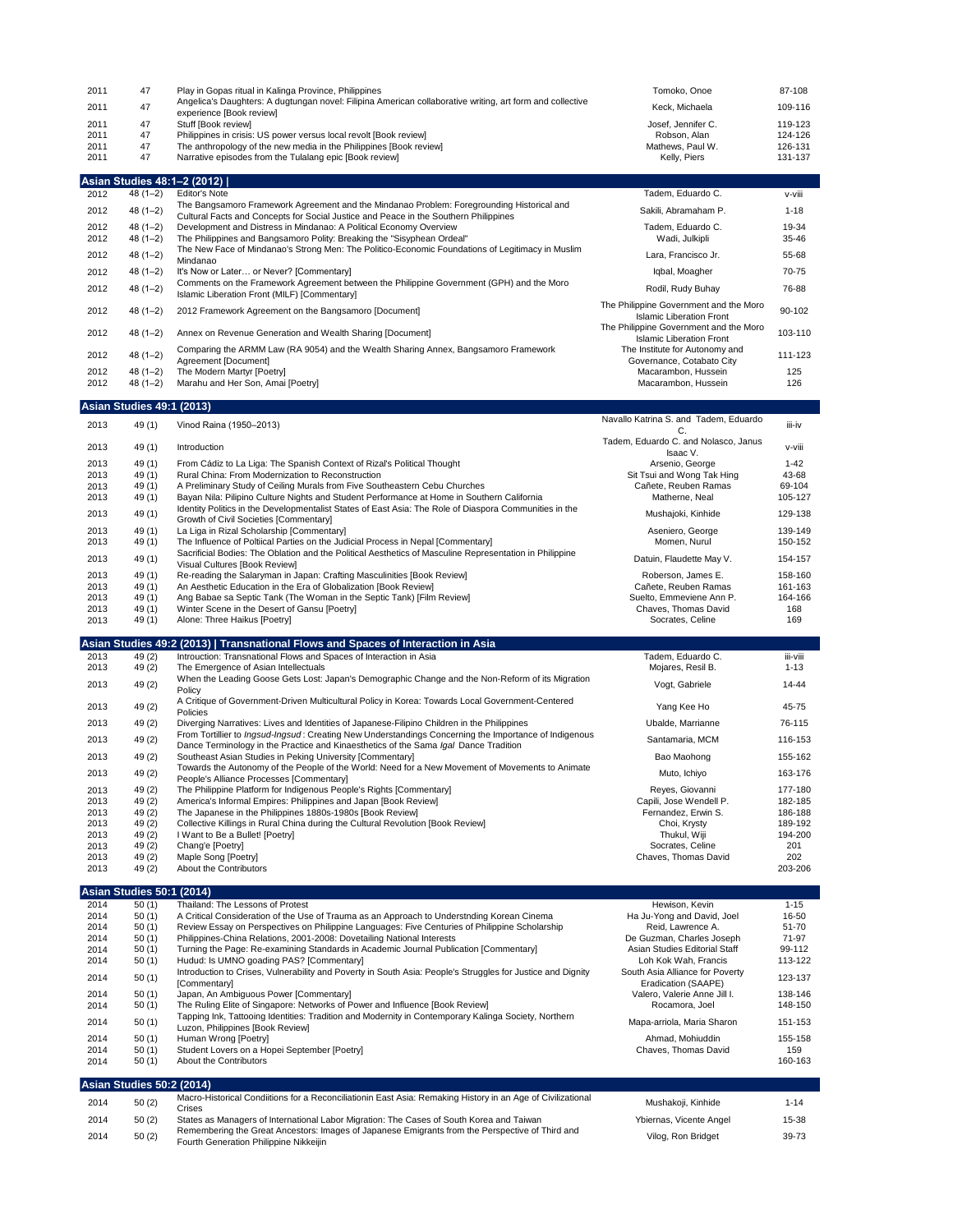| | | | | |
|---|---|---|---|---|
| 2011 | 47 | Play in Gopas ritual in Kalinga Province, Philippines | Tomoko, Onoe | 87-108 |
| 2011 | 47 | Angelica's Daughters: A dugtungan novel: Filipina American collaborative writing, art form and collective experience [Book review] | Keck, Michaela | 109-116 |
| 2011 | 47 | Stuff [Book review] | Josef, Jennifer C. | 119-123 |
| 2011 | 47 | Philippines in crisis: US power versus local revolt [Book review] | Robson, Alan | 124-126 |
| 2011 | 47 | The anthropology of the new media in the Philippines [Book review] | Mathews, Paul W. | 126-131 |
| 2011 | 47 | Narrative episodes from the Tulalang epic [Book review] | Kelly, Piers | 131-137 |

### Asian Studies 48:1–2 (2012) |

| | | | | |
|---|---|---|---|---|
| 2012 | 48 (1–2) | Editor's Note | Tadem, Eduardo C. | v-viii |
| 2012 | 48 (1–2) | The Bangsamoro Framework Agreement and the Mindanao Problem: Foregrounding Historical and Cultural Facts and Concepts for Social Justice and Peace in the Southern Philippines | Sakili, Abramaham P. | 1-18 |
| 2012 | 48 (1–2) | Development and Distress in Mindanao: A Political Economy Overview | Tadem, Eduardo C. | 19-34 |
| 2012 | 48 (1–2) | The Philippines and Bangsamoro Polity: Breaking the "Sisyphean Ordeal" | Wadi, Julkipli | 35-46 |
| 2012 | 48 (1–2) | The New Face of Mindanao's Strong Men: The Politico-Economic Foundations of Legitimacy in Muslim Mindanao | Lara, Francisco Jr. | 55-68 |
| 2012 | 48 (1–2) | It's Now or Later… or Never? [Commentary] | Iqbal, Moagher | 70-75 |
| 2012 | 48 (1–2) | Comments on the Framework Agreement between the Philippine Government (GPH) and the Moro Islamic Liberation Front (MILF) [Commentary] | Rodil, Rudy Buhay | 76-88 |
| 2012 | 48 (1–2) | 2012 Framework Agreement on the Bangsamoro [Document] | The Philippine Government and the Moro Islamic Liberation Front | 90-102 |
| 2012 | 48 (1–2) | Annex on Revenue Generation and Wealth Sharing [Document] | The Philippine Government and the Moro Islamic Liberation Front | 103-110 |
| 2012 | 48 (1–2) | Comparing the ARMM Law (RA 9054) and the Wealth Sharing Annex, Bangsamoro Framework Agreement [Document] | The Institute for Autonomy and Governance, Cotabato City | 111-123 |
| 2012 | 48 (1–2) | The Modern Martyr [Poetry] | Macarambon, Hussein | 125 |
| 2012 | 48 (1–2) | Marahu and Her Son, Amai [Poetry] | Macarambon, Hussein | 126 |

### Asian Studies 49:1 (2013)

| | | | | |
|---|---|---|---|---|
| 2013 | 49 (1) | Vinod Raina (1950–2013) | Navallo Katrina S. and Tadem, Eduardo C. | iii-iv |
| 2013 | 49 (1) | Introduction | Tadem, Eduardo C. and Nolasco, Janus Isaac V. | v-viii |
| 2013 | 49 (1) | From Cádiz to La Liga: The Spanish Context of Rizal's Political Thought | Arsenio, George | 1-42 |
| 2013 | 49 (1) | Rural China: From Modernization to Reconstruction | Sit Tsui and Wong Tak Hing | 43-68 |
| 2013 | 49 (1) | A Preliminary Study of Ceiling Murals from Five Southeastern Cebu Churches | Cañete, Reuben Ramas | 69-104 |
| 2013 | 49 (1) | Bayan Nila: Pilipino Culture Nights and Student Performance at Home in Southern California | Matherne, Neal | 105-127 |
| 2013 | 49 (1) | Identity Politics in the Developmentalist States of East Asia: The Role of Diaspora Communities in the Growth of Civil Societies [Commentary] | Mushajoki, Kinhide | 129-138 |
| 2013 | 49 (1) | La Liga in Rizal Scholarship [Commentary] | Aseniero, George | 139-149 |
| 2013 | 49 (1) | The Influence of Poltiical Parties on the Judicial Process in Nepal [Commentary] | Momen, Nurul | 150-152 |
| 2013 | 49 (1) | Sacrificial Bodies: The Oblation and the Political Aesthetics of Masculine Representation in Philippine Visual Cultures [Book Review] | Datuin, Flaudette May V. | 154-157 |
| 2013 | 49 (1) | Re-reading the Salaryman in Japan: Crafting Masculinities [Book Review] | Roberson, James E. | 158-160 |
| 2013 | 49 (1) | An Aesthetic Education in the Era of Globalization [Book Review] | Cañete, Reuben Ramas | 161-163 |
| 2013 | 49 (1) | Ang Babae sa Septic Tank (The Woman in the Septic Tank) [Film Review] | Suelto, Emmeviene Ann P. | 164-166 |
| 2013 | 49 (1) | Winter Scene in the Desert of Gansu [Poetry] | Chaves, Thomas David | 168 |
| 2013 | 49 (1) | Alone: Three Haikus [Poetry] | Socrates, Celine | 169 |

### Asian Studies 49:2 (2013) | Transnational Flows and Spaces of Interaction in Asia

| | | | | |
|---|---|---|---|---|
| 2013 | 49 (2) | Introduction: Transnational Flows and Spaces of Interaction in Asia | Tadem, Eduardo C. | iii-viii |
| 2013 | 49 (2) | The Emergence of Asian Intellectuals | Mojares, Resil B. | 1-13 |
| 2013 | 49 (2) | When the Leading Goose Gets Lost: Japan's Demographic Change and the Non-Reform of its Migration Policy | Vogt, Gabriele | 14-44 |
| 2013 | 49 (2) | A Critique of Government-Driven Multicultural Policy in Korea: Towards Local Government-Centered Policies | Yang Kee Ho | 45-75 |
| 2013 | 49 (2) | Diverging Narratives: Lives and Identities of Japanese-Filipino Children in the Philippines | Ubalde, Marrianne | 76-115 |
| 2013 | 49 (2) | From Tortillier to *Ingsud-Ingsud* : Creating New Understandings Concerning the Importance of Indigenous Dance Terminology in the Practice and Kinaesthetics of the Sama *Igal* Dance Tradition | Santamaria, MCM | 116-153 |
| 2013 | 49 (2) | Southeast Asian Studies in Peking University [Commentary] | Bao Maohong | 155-162 |
| 2013 | 49 (2) | Towards the Autonomy of the People of the World: Need for a New Movement of Movements to Animate People's Alliance Processes [Commentary] | Muto, Ichiyo | 163-176 |
| 2013 | 49 (2) | The Philippine Platform for Indigenous People's Rights [Commentary] | Reyes, Giovanni | 177-180 |
| 2013 | 49 (2) | America's Informal Empires: Philippines and Japan [Book Review] | Capili, Jose Wendell P. | 182-185 |
| 2013 | 49 (2) | The Japanese in the Philippines 1880s-1980s [Book Review] | Fernandez, Erwin S. | 186-188 |
| 2013 | 49 (2) | Collective Killings in Rural China during the Cultural Revolution [Book Review] | Choi, Krysty | 189-192 |
| 2013 | 49 (2) | I Want to Be a Bullet! [Poetry] | Thukul, Wiji | 194-200 |
| 2013 | 49 (2) | Chang'e [Poetry] | Socrates, Celine | 201 |
| 2013 | 49 (2) | Maple Song [Poetry] | Chaves, Thomas David | 202 |
| 2013 | 49 (2) | About the Contributors | | 203-206 |

### Asian Studies 50:1 (2014)

| | | | | |
|---|---|---|---|---|
| 2014 | 50 (1) | Thailand: The Lessons of Protest | Hewison, Kevin | 1-15 |
| 2014 | 50 (1) | A Critical Consideration of the Use of Trauma as an Approach to Understnding Korean Cinema | Ha Ju-Yong and David, Joel | 16-50 |
| 2014 | 50 (1) | Review Essay on Perspectives on Philippine Languages: Five Centuries of Philippine Scholarship | Reid, Lawrence A. | 51-70 |
| 2014 | 50 (1) | Philippines-China Relations, 2001-2008: Dovetailing National Interests | De Guzman, Charles Joseph | 71-97 |
| 2014 | 50 (1) | Turning the Page: Re-examining Standards in Academic Journal Publication [Commentary] | Asian Studies Editorial Staff | 99-112 |
| 2014 | 50 (1) | Hudud: Is UMNO goading PAS? [Commentary] | Loh Kok Wah, Francis | 113-122 |
| 2014 | 50 (1) | Introduction to Crises, Vulnerability and Poverty in South Asia: People's Struggles for Justice and Dignity [Commentary] | South Asia Alliance for Poverty Eradication (SAAPE) | 123-137 |
| 2014 | 50 (1) | Japan, An Ambiguous Power [Commentary] | Valero, Valerie Anne Jill I. | 138-146 |
| 2014 | 50 (1) | The Ruling Elite of Singapore: Networks of Power and Influence [Book Review] | Rocamora, Joel | 148-150 |
| 2014 | 50 (1) | Tapping Ink, Tattooing Identities: Tradition and Modernity in Contemporary Kalinga Society, Northern Luzon, Philippines [Book Review] | Mapa-arriola, Maria Sharon | 151-153 |
| 2014 | 50 (1) | Human Wrong [Poetry] | Ahmad, Mohiuddin | 155-158 |
| 2014 | 50 (1) | Student Lovers on a Hopei September [Poetry] | Chaves, Thomas David | 159 |
| 2014 | 50 (1) | About the Contributors | | 160-163 |

### Asian Studies 50:2 (2014)

| | | | | |
|---|---|---|---|---|
| 2014 | 50 (2) | Macro-Historical Condiitions for a Reconciliationin East Asia: Remaking History in an Age of Civilizational Crises | Mushakoji, Kinhide | 1-14 |
| 2014 | 50 (2) | States as Managers of International Labor Migration: The Cases of South Korea and Taiwan | Ybiernas, Vicente Angel | 15-38 |
| 2014 | 50 (2) | Remembering the Great Ancestors: Images of Japanese Emigrants from the Perspective of Third and Fourth Generation Philippine Nikkeijin | Vilog, Ron Bridget | 39-73 |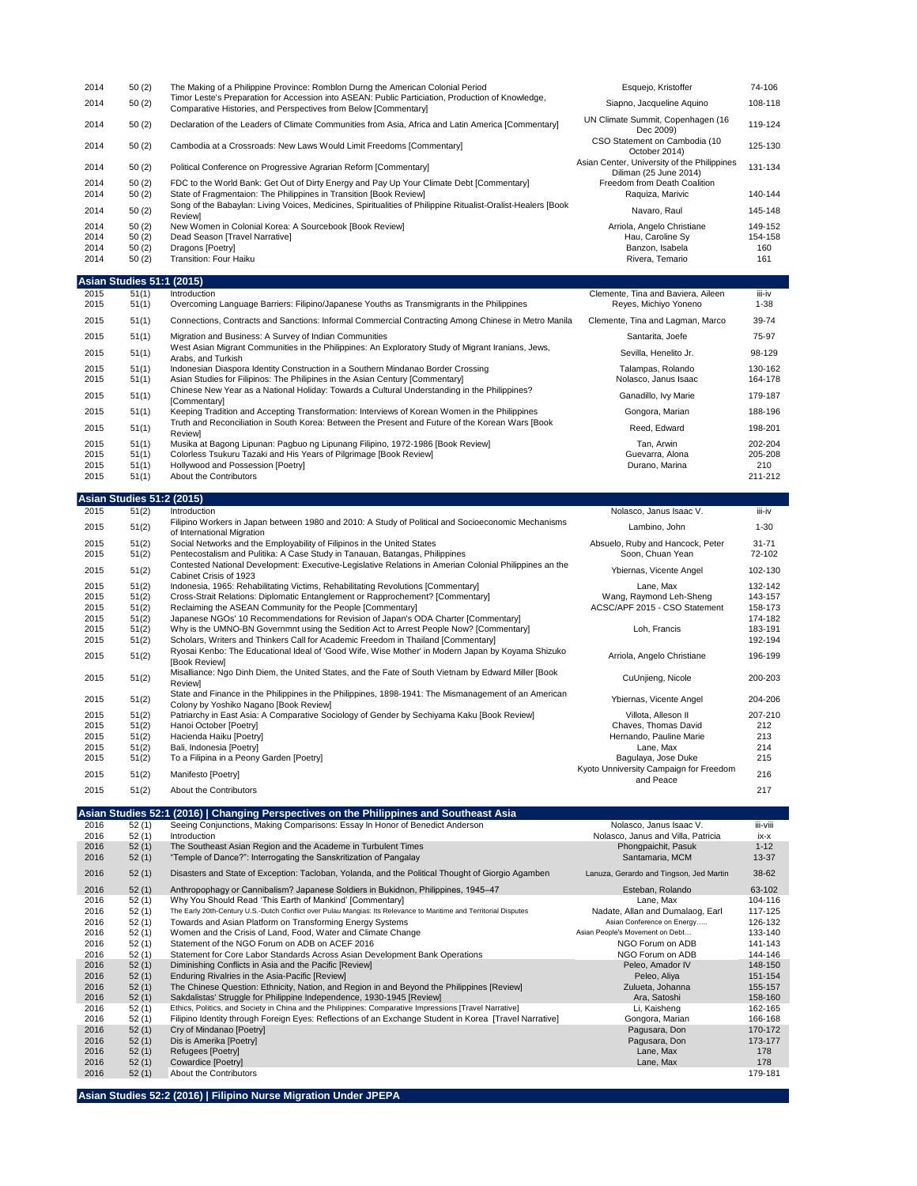| Year | Vol | Title | Author | Pages |
|---|---|---|---|---|
| 2014 | 50 (2) | The Making of a Philippine Province: Romblon Durng the American Colonial Period | Esquejo, Kristoffer | 74-106 |
| 2014 | 50 (2) | Timor Leste's Preparation for Accession into ASEAN: Public Particiation, Production of Knowledge, Comparative Histories, and Perspectives from Below [Commentary] | Siapno, Jacqueline Aquino | 108-118 |
| 2014 | 50 (2) | Declaration of the Leaders of Climate Communities from Asia, Africa and Latin America [Commentary] | UN Climate Summit, Copenhagen (16 Dec 2009) | 119-124 |
| 2014 | 50 (2) | Cambodia at a Crossroads: New Laws Would Limit Freedoms [Commentary] | CSO Statement on Cambodia (10 October 2014) | 125-130 |
| 2014 | 50 (2) | Political Conference on Progressive Agrarian Reform [Commentary] | Asian Center, University of the Philippines Diliman (25 June 2014) | 131-134 |
| 2014 | 50 (2) | FDC to the World Bank: Get Out of Dirty Energy and Pay Up Your Climate Debt [Commentary] | Freedom from Death Coalition | |
| 2014 | 50 (2) | State of Fragmentaion: The Philippines in Transition [Book Review] | Raquiza, Marivic | 140-144 |
| 2014 | 50 (2) | Song of the Babaylan: Living Voices, Medicines, Spiritualities of Philippine Ritualist-Oralist-Healers [Book Review] | Navaro, Raul | 145-148 |
| 2014 | 50 (2) | New Women in Colonial Korea: A Sourcebook [Book Review] | Arriola, Angelo Christiane | 149-152 |
| 2014 | 50 (2) | Dead Season [Travel Narrative] | Hau, Caroline Sy | 154-158 |
| 2014 | 50 (2) | Dragons [Poetry] | Banzon, Isabela | 160 |
| 2014 | 50 (2) | Transition: Four Haiku | Rivera, Temario | 161 |
| **Asian Studies 51:1 (2015)** | | | | |
| 2015 | 51(1) | Introduction | Clemente, Tina and Baviera, Aileen | iii-iv |
| 2015 | 51(1) | Overcoming Language Barriers: Filipino/Japanese Youths as Transmigrants in the Philippines | Reyes, Michiyo Yoneno | 1-38 |
| 2015 | 51(1) | Connections, Contracts and Sanctions: Informal Commercial Contracting Among Chinese in Metro Manila | Clemente, Tina and Lagman, Marco | 39-74 |
| 2015 | 51(1) | Migration and Business: A Survey of Indian Communities | Santarita, Joefe | 75-97 |
| 2015 | 51(1) | West Asian Migrant Communities in the Philippines: An Exploratory Study of Migrant Iranians, Jews, Arabs, and Turkish | Sevilla, Henelito Jr. | 98-129 |
| 2015 | 51(1) | Indonesian Diaspora Identity Construction in a Southern Mindanao Border Crossing | Talampas, Rolando | 130-162 |
| 2015 | 51(1) | Asian Studies for Filipinos: The Philipines in the Asian Century [Commentary] | Nolasco, Janus Isaac | 164-178 |
| 2015 | 51(1) | Chinese New Year as a National Holiday: Towards a Cultural Understanding in the Philippines? [Commentary] | Ganadillo, Ivy Marie | 179-187 |
| 2015 | 51(1) | Keeping Tradition and Accepting Transformation: Interviews of Korean Women in the Philippines | Gongora, Marian | 188-196 |
| 2015 | 51(1) | Truth and Reconciliation in South Korea: Between the Present and Future of the Korean Wars [Book Review] | Reed, Edward | 198-201 |
| 2015 | 51(1) | Musika at Bagong Lipunan: Pagbuo ng Lipunang Filipino, 1972-1986 [Book Review] | Tan, Arwin | 202-204 |
| 2015 | 51(1) | Colorless Tsukuru Tazaki and His Years of Pilgrimage [Book Review] | Guevarra, Alona | 205-208 |
| 2015 | 51(1) | Hollywood and Possession [Poetry] | Durano, Marina | 210 |
| 2015 | 51(1) | About the Contributors | | 211-212 |
| **Asian Studies 51:2 (2015)** | | | | |
| 2015 | 51(2) | Introduction | Nolasco, Janus Isaac V. | iii-iv |
| 2015 | 51(2) | Filipino Workers in Japan between 1980 and 2010: A Study of Political and Socioeconomic Mechanisms of International Migration | Lambino, John | 1-30 |
| 2015 | 51(2) | Social Networks and the Employability of Filipinos in the United States | Absuelo, Ruby and Hancock, Peter | 31-71 |
| 2015 | 51(2) | Pentecostalism and Pulitika: A Case Study in Tanauan, Batangas, Philippines | Soon, Chuan Yean | 72-102 |
| 2015 | 51(2) | Contested National Development: Executive-Legislative Relations in Amerian Colonial Philippines an the Cabinet Crisis of 1923 | Ybiernas, Vicente Angel | 102-130 |
| 2015 | 51(2) | Indonesia, 1965: Rehabilitating Victims, Rehabilitating Revolutions [Commentary] | Lane, Max | 132-142 |
| 2015 | 51(2) | Cross-Strait Relations: Diplomatic Entanglement or Rapprochement? [Commentary] | Wang, Raymond Leh-Sheng | 143-157 |
| 2015 | 51(2) | Reclaiming the ASEAN Community for the People [Commentary] | ACSC/APF 2015 - CSO Statement | 158-173 |
| 2015 | 51(2) | Japanese NGOs' 10 Recommendations for Revision of Japan's ODA Charter [Commentary] | | 174-182 |
| 2015 | 51(2) | Why is the UMNO-BN Governmnt using the Sedition Act to Arrest People Now? [Commentary] | Loh, Francis | 183-191 |
| 2015 | 51(2) | Scholars, Writers and Thinkers Call for Academic Freedom in Thailand [Commentary] | | 192-194 |
| 2015 | 51(2) | Ryosai Kenbo: The Educational Ideal of 'Good Wife, Wise Mother' in Modern Japan by Koyama Shizuko [Book Review] | Arriola, Angelo Christiane | 196-199 |
| 2015 | 51(2) | Misalliance: Ngo Dinh Diem, the United States, and the Fate of South Vietnam by Edward Miller [Book Review] | CuUnjieng, Nicole | 200-203 |
| 2015 | 51(2) | State and Finance in the Philippines in the Philippines, 1898-1941: The Mismanagement of an American Colony by Yoshiko Nagano [Book Review] | Ybiernas, Vicente Angel | 204-206 |
| 2015 | 51(2) | Patriarchy in East Asia: A Comparative Sociology of Gender by Sechiyama Kaku [Book Review] | Villota, Alleson II | 207-210 |
| 2015 | 51(2) | Hanoi October [Poetry] | Chaves, Thomas David | 212 |
| 2015 | 51(2) | Hacienda Haiku [Poetry] | Hernando, Pauline Marie | 213 |
| 2015 | 51(2) | Bali, Indonesia [Poetry] | Lane, Max | 214 |
| 2015 | 51(2) | To a Filipina in a Peony Garden [Poetry] | Bagulaya, Jose Duke | 215 |
| 2015 | 51(2) | Manifesto [Poetry] | Kyoto Unniversity Campaign for Freedom and Peace | 216 |
| 2015 | 51(2) | About the Contributors | | 217 |
| **Asian Studies 52:1 (2016) \| Changing Perspectives on the Philippines and Southeast Asia** | | | | |
| 2016 | 52 (1) | Seeing Conjunctions, Making Comparisons: Essay In Honor of Benedict Anderson | Nolasco, Janus Isaac V. | iii-viii |
| 2016 | 52 (1) | Introduction | Nolasco, Janus and Villa, Patricia | ix-x |
| 2016 | 52 (1) | The Southeast Asian Region and the Academe in Turbulent Times | Phongpaichit, Pasuk | 1-12 |
| 2016 | 52 (1) | "Temple of Dance?": Interrogating the Sanskritization of Pangalay | Santamaria, MCM | 13-37 |
| 2016 | 52 (1) | Disasters and State of Exception: Tacloban, Yolanda, and the Political Thought of Giorgio Agamben | Lanuza, Gerardo and Tingson, Jed Martin | 38-62 |
| 2016 | 52 (1) | Anthropophagy or Cannibalism? Japanese Soldiers in Bukidnon, Philippines, 1945–47 | Esteban, Rolando | 63-102 |
| 2016 | 52 (1) | Why You Should Read 'This Earth of Mankind' [Commentary] | Lane, Max | 104-116 |
| 2016 | 52 (1) | The Early 20th-Century U.S.-Dutch Conflict over Pulau Mangias: Its Relevance to Maritime and Territorial Disputes | Nadate, Allan and Dumalaog, Earl | 117-125 |
| 2016 | 52 (1) | Towards and Asian Platform on Transforming Energy Systems | Asian Conference on Energy..... | 126-132 |
| 2016 | 52 (1) | Women and the Crisis of Land, Food, Water and Climate Change | Asian People's Movement on Debt... | 133-140 |
| 2016 | 52 (1) | Statement of the NGO Forum on ADB on ACEF 2016 | NGO Forum on ADB | 141-143 |
| 2016 | 52 (1) | Statement for Core Labor Standards Across Asian Development Bank Operations | NGO Forum on ADB | 144-146 |
| 2016 | 52 (1) | Diminishing Conflicts in Asia and the Pacific [Review] | Peleo, Amador IV | 148-150 |
| 2016 | 52 (1) | Enduring Rivalries in the Asia-Pacific [Review] | Peleo, Aliya | 151-154 |
| 2016 | 52 (1) | The Chinese Question: Ethnicity, Nation, and Region in and Beyond the Philippines [Review] | Zulueta, Johanna | 155-157 |
| 2016 | 52 (1) | Sakdalistas' Struggle for Philippine Independence, 1930-1945 [Review] | Ara, Satoshi | 158-160 |
| 2016 | 52 (1) | Ethics, Politics, and Society in China and the Philippines: Comparative Impressions [Travel Narrative] | Li, Kaisheng | 162-165 |
| 2016 | 52 (1) | Filipino Identity through Foreign Eyes: Reflections of an Exchange Student in Korea [Travel Narrative] | Gongora, Marian | 166-168 |
| 2016 | 52 (1) | Cry of Mindanao [Poetry] | Pagusara, Don | 170-172 |
| 2016 | 52 (1) | Dis is Amerika [Poetry] | Pagusara, Don | 173-177 |
| 2016 | 52 (1) | Refugees [Poetry] | Lane, Max | 178 |
| 2016 | 52 (1) | Cowardice [Poetry] | Lane, Max | 178 |
| 2016 | 52 (1) | About the Contributors | | 179-181 |
| **Asian Studies 52:2 (2016) \| Filipino Nurse Migration Under JPEPA** | | | | |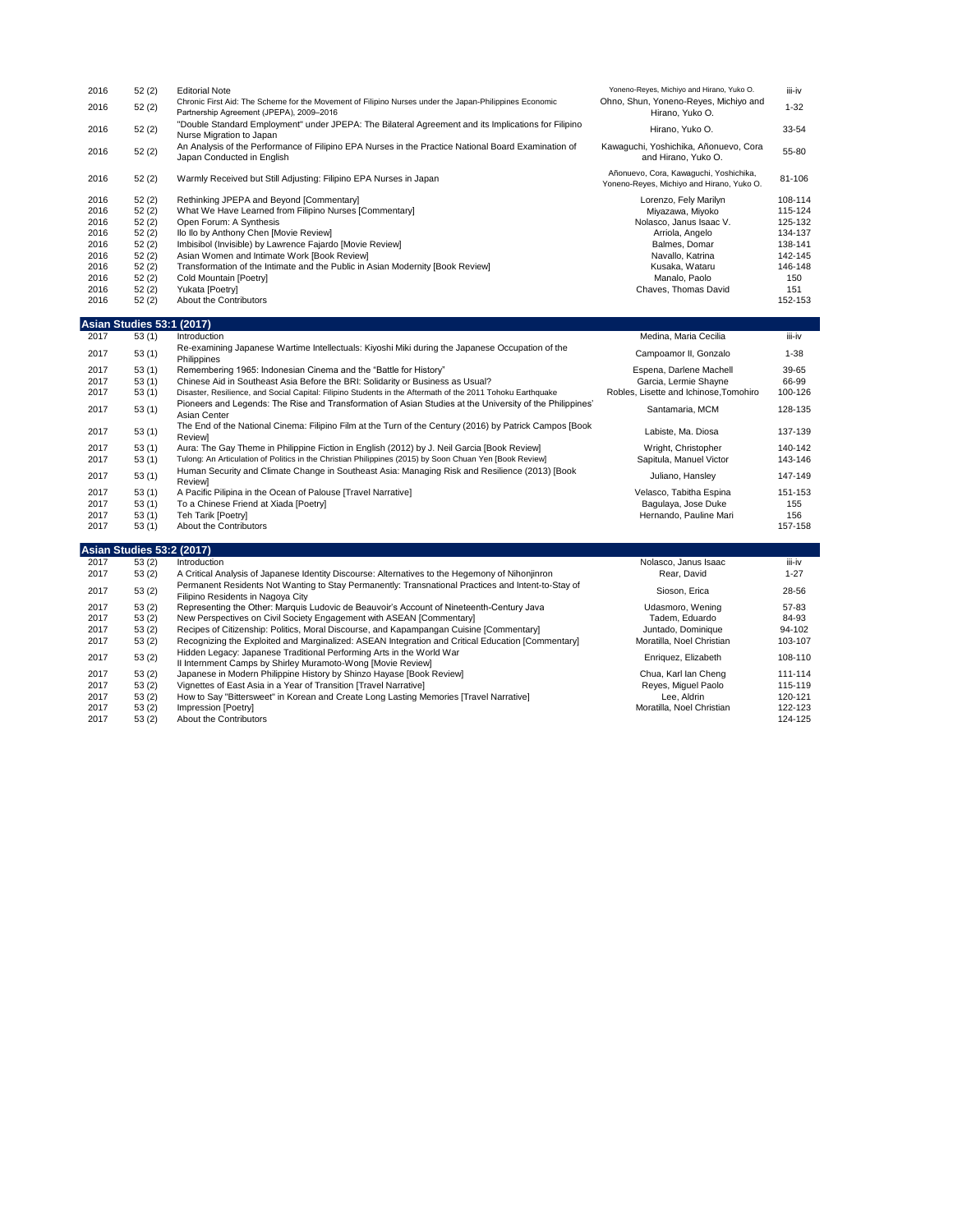| | | | | |
|---|---|---|---|---|
| 2016 | 52 (2) | Editorial Note | Yoneno-Reyes, Michiyo and Hirano, Yuko O. | iii-iv |
| 2016 | 52 (2) | Chronic First Aid: The Scheme for the Movement of Filipino Nurses under the Japan-Philippines Economic Partnership Agreement (JPEPA), 2009–2016 | Ohno, Shun, Yoneno-Reyes, Michiyo and Hirano, Yuko O. | 1-32 |
| 2016 | 52 (2) | "Double Standard Employment" under JPEPA: The Bilateral Agreement and its Implications for Filipino Nurse Migration to Japan | Hirano, Yuko O. | 33-54 |
| 2016 | 52 (2) | An Analysis of the Performance of Filipino EPA Nurses in the Practice National Board Examination of Japan Conducted in English | Kawaguchi, Yoshichika, Añonuevo, Cora and Hirano, Yuko O. | 55-80 |
| 2016 | 52 (2) | Warmly Received but Still Adjusting: Filipino EPA Nurses in Japan | Añonuevo, Cora, Kawaguchi, Yoshichika, Yoneno-Reyes, Michiyo and Hirano, Yuko O. | 81-106 |
| 2016 | 52 (2) | Rethinking JPEPA and Beyond [Commentary] | Lorenzo, Fely Marilyn | 108-114 |
| 2016 | 52 (2) | What We Have Learned from Filipino Nurses [Commentary] | Miyazawa, Miyoko | 115-124 |
| 2016 | 52 (2) | Open Forum: A Synthesis | Nolasco, Janus Isaac V. | 125-132 |
| 2016 | 52 (2) | Ilo Ilo by Anthony Chen [Movie Review] | Arriola, Angelo | 134-137 |
| 2016 | 52 (2) | Imbisibol (Invisible) by Lawrence Fajardo [Movie Review] | Balmes, Domar | 138-141 |
| 2016 | 52 (2) | Asian Women and Intimate Work [Book Review] | Navallo, Katrina | 142-145 |
| 2016 | 52 (2) | Transformation of the Intimate and the Public in Asian Modernity [Book Review] | Kusaka, Wataru | 146-148 |
| 2016 | 52 (2) | Cold Mountain [Poetry] | Manalo, Paolo | 150 |
| 2016 | 52 (2) | Yukata [Poetry] | Chaves, Thomas David | 151 |
| 2016 | 52 (2) | About the Contributors | | 152-153 |

## Asian Studies 53:1 (2017)

| | | | | |
|---|---|---|---|---|
| 2017 | 53 (1) | Introduction | Medina, Maria Cecilia | iii-iv |
| 2017 | 53 (1) | Re-examining Japanese Wartime Intellectuals: Kiyoshi Miki during the Japanese Occupation of the Philippines | Campoamor II, Gonzalo | 1-38 |
| 2017 | 53 (1) | Remembering 1965: Indonesian Cinema and the "Battle for History" | Espena, Darlene Machell | 39-65 |
| 2017 | 53 (1) | Chinese Aid in Southeast Asia Before the BRI: Solidarity or Business as Usual? | Garcia, Lermie Shayne | 66-99 |
| 2017 | 53 (1) | Disaster, Resilience, and Social Capital: Filipino Students in the Aftermath of the 2011 Tohoku Earthquake | Robles, Lisette and Ichinose,Tomohiro | 100-126 |
| 2017 | 53 (1) | Pioneers and Legends: The Rise and Transformation of Asian Studies at the University of the Philippines' Asian Center | Santamaria, MCM | 128-135 |
| 2017 | 53 (1) | The End of the National Cinema: Filipino Film at the Turn of the Century (2016) by Patrick Campos [Book Review] | Labiste, Ma. Diosa | 137-139 |
| 2017 | 53 (1) | Aura: The Gay Theme in Philippine Fiction in English (2012) by J. Neil Garcia [Book Review] | Wright, Christopher | 140-142 |
| 2017 | 53 (1) | Tulong: An Articulation of Politics in the Christian Philippines (2015) by Soon Chuan Yen [Book Review] | Sapitula, Manuel Victor | 143-146 |
| 2017 | 53 (1) | Human Security and Climate Change in Southeast Asia: Managing Risk and Resilience (2013) [Book Review] | Juliano, Hansley | 147-149 |
| 2017 | 53 (1) | A Pacific Pilipina in the Ocean of Palouse [Travel Narrative] | Velasco, Tabitha Espina | 151-153 |
| 2017 | 53 (1) | To a Chinese Friend at Xiada [Poetry] | Bagulaya, Jose Duke | 155 |
| 2017 | 53 (1) | Teh Tarik [Poetry] | Hernando, Pauline Mari | 156 |
| 2017 | 53 (1) | About the Contributors | | 157-158 |

## Asian Studies 53:2 (2017)

| | | | | |
|---|---|---|---|---|
| 2017 | 53 (2) | Introduction | Nolasco, Janus Isaac | iii-iv |
| 2017 | 53 (2) | A Critical Analysis of Japanese Identity Discourse: Alternatives to the Hegemony of Nihonjinron | Rear, David | 1-27 |
| 2017 | 53 (2) | Permanent Residents Not Wanting to Stay Permanently: Transnational Practices and Intent-to-Stay of Filipino Residents in Nagoya City | Sioson, Erica | 28-56 |
| 2017 | 53 (2) | Representing the Other: Marquis Ludovic de Beauvoir's Account of Nineteenth-Century Java | Udasmoro, Wening | 57-83 |
| 2017 | 53 (2) | New Perspectives on Civil Society Engagement with ASEAN [Commentary] | Tadem, Eduardo | 84-93 |
| 2017 | 53 (2) | Recipes of Citizenship: Politics, Moral Discourse, and Kapampangan Cuisine [Commentary] | Juntado, Dominique | 94-102 |
| 2017 | 53 (2) | Recognizing the Exploited and Marginalized: ASEAN Integration and Critical Education [Commentary] | Moratilla, Noel Christian | 103-107 |
| 2017 | 53 (2) | Hidden Legacy: Japanese Traditional Performing Arts in the World War II Internment Camps by Shirley Muramoto-Wong [Movie Review] | Enriquez, Elizabeth | 108-110 |
| 2017 | 53 (2) | Japanese in Modern Philippine History by Shinzo Hayase [Book Review] | Chua, Karl Ian Cheng | 111-114 |
| 2017 | 53 (2) | Vignettes of East Asia in a Year of Transition [Travel Narrative] | Reyes, Miguel Paolo | 115-119 |
| 2017 | 53 (2) | How to Say "Bittersweet" in Korean and Create Long Lasting Memories [Travel Narrative] | Lee, Aldrin | 120-121 |
| 2017 | 53 (2) | Impression [Poetry] | Moratilla, Noel Christian | 122-123 |
| 2017 | 53 (2) | About the Contributors | | 124-125 |